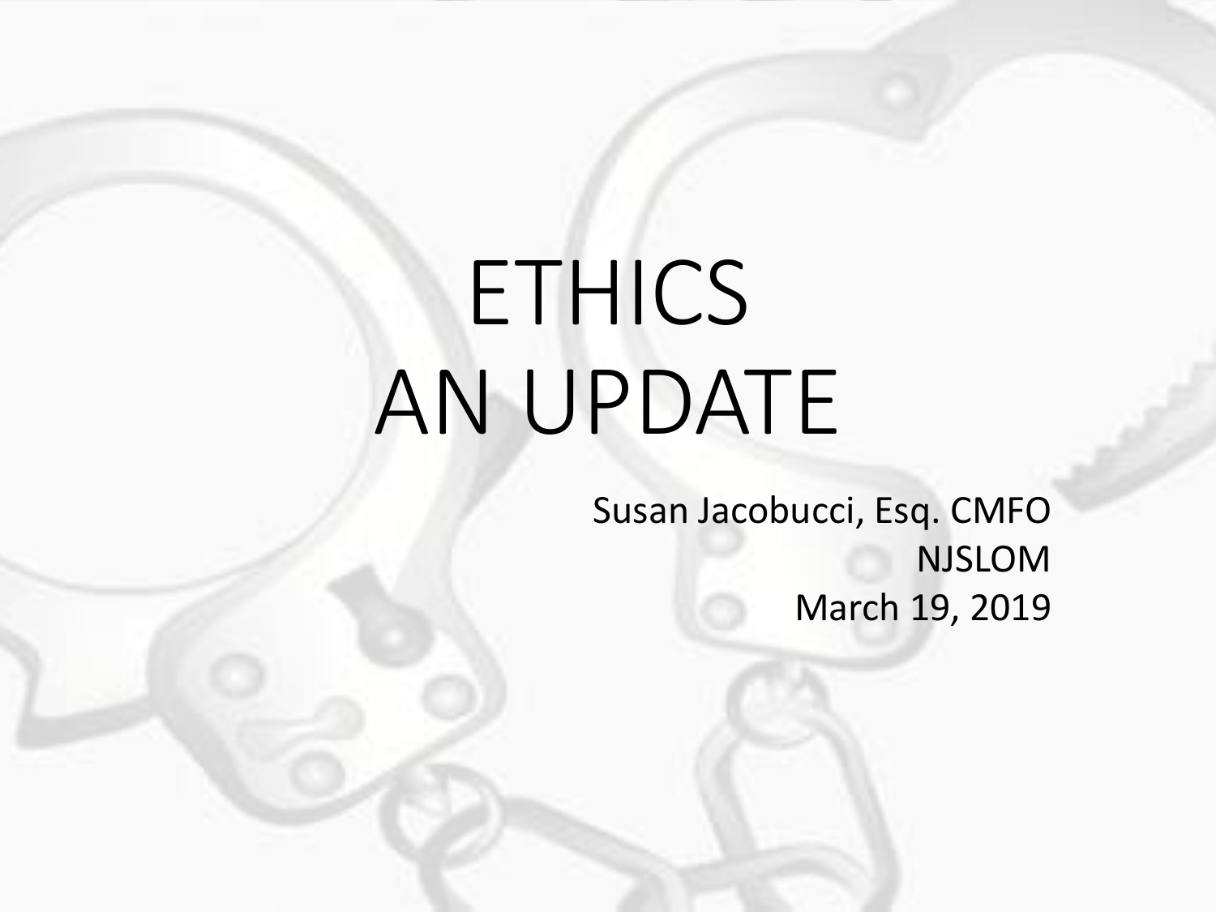# ETHICS AN UPDATE

Susan Jacobucci, Esq. CMFO

NJSLOM

March 19, 2019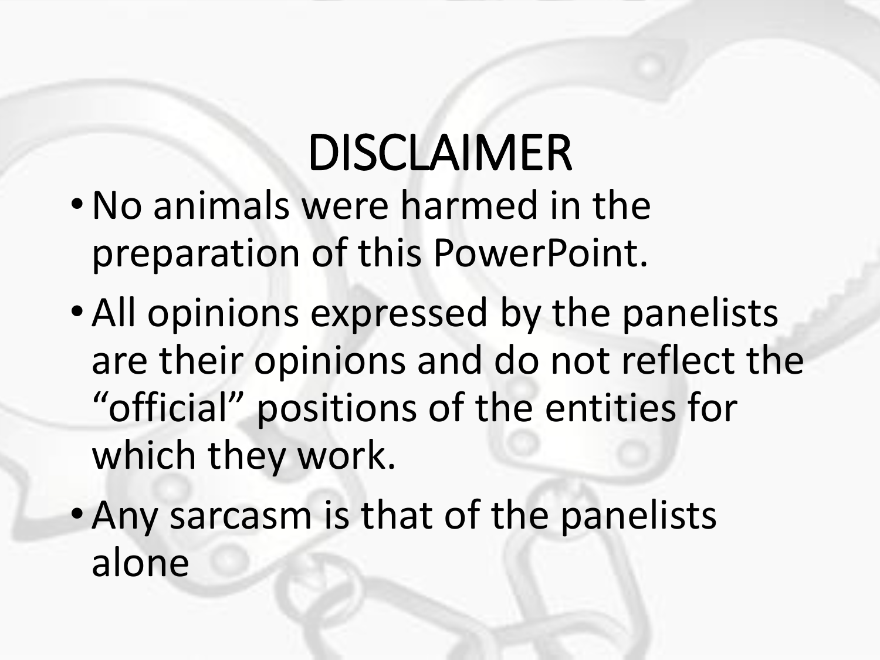# DISCLAIMER

- No animals were harmed in the preparation of this PowerPoint.
- All opinions expressed by the panelists are their opinions and do not reflect the "official" positions of the entities for which they work.
- Any sarcasm is that of the panelists alone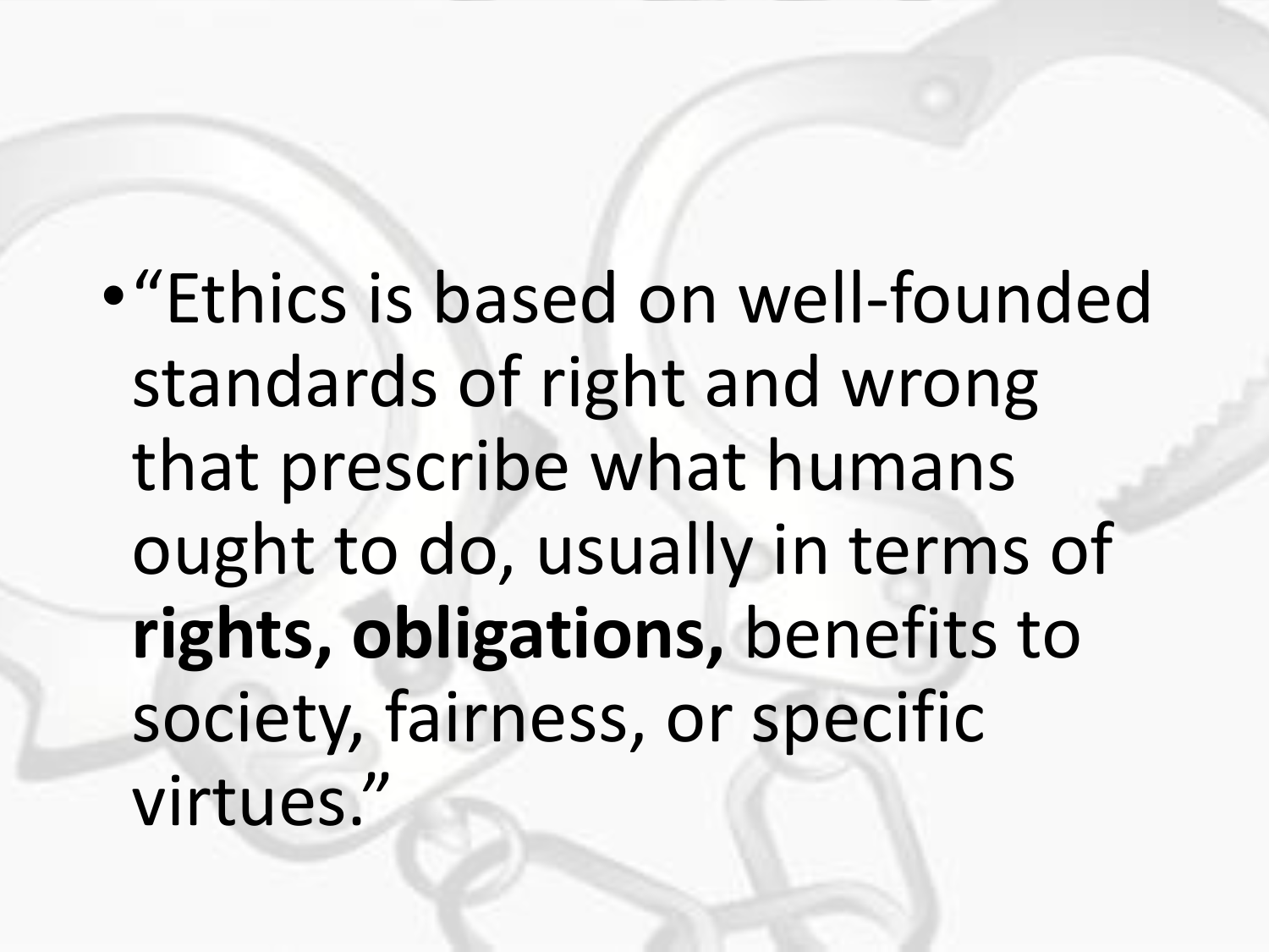- "Ethics is based on well-founded standards of right and wrong that prescribe what humans ought to do, usually in terms of **rights, obligations,** benefits to society, fairness, or specific virtues."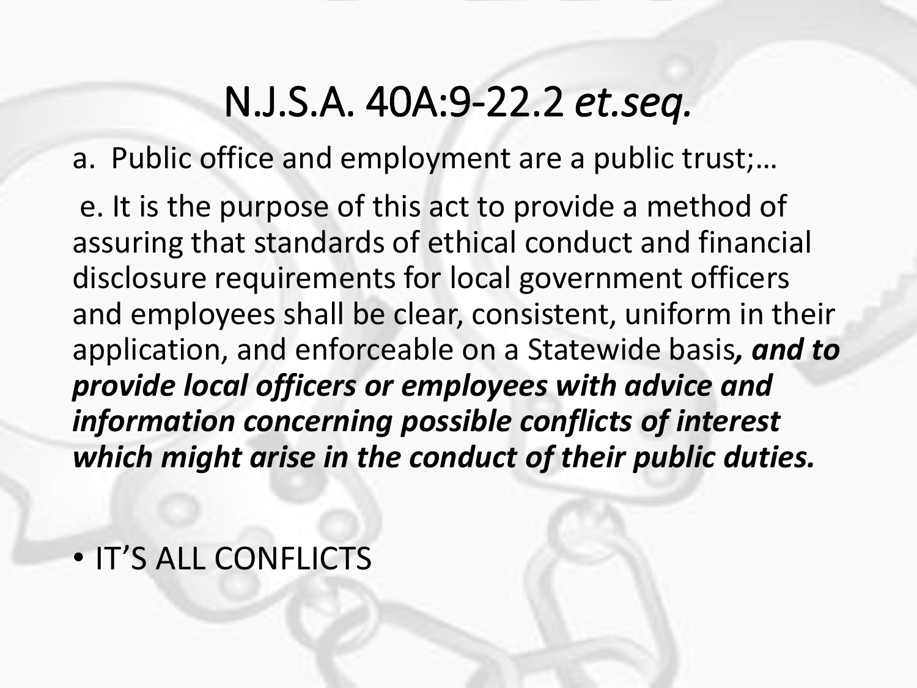# N.J.S.A. 40A:9-22.2 *et.seq.*

a. Public office and employment are a public trust;…

e. It is the purpose of this act to provide a method of assuring that standards of ethical conduct and financial disclosure requirements for local government officers and employees shall be clear, consistent, uniform in their application, and enforceable on a Statewide basis***, and to provide local officers or employees with advice and information concerning possible conflicts of interest which might arise in the conduct of their public duties.***

- IT'S ALL CONFLICTS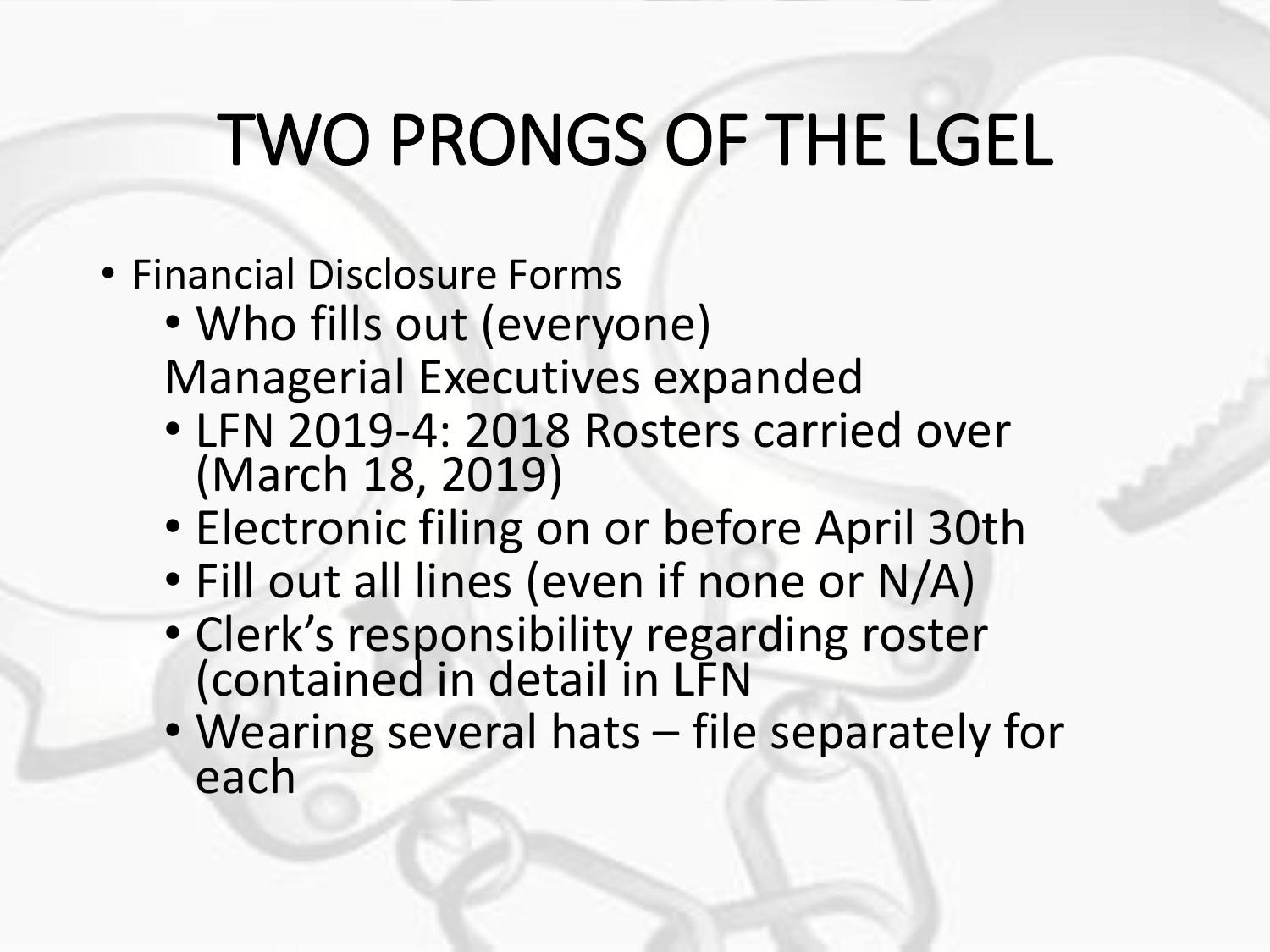# TWO PRONGS OF THE LGEL

- Financial Disclosure Forms
  - Who fills out (everyone)

    Managerial Executives expanded
  - LFN 2019-4: 2018 Rosters carried over (March 18, 2019)
  - Electronic filing on or before April 30th
  - Fill out all lines (even if none or N/A)
  - Clerk's responsibility regarding roster (contained in detail in LFN
  - Wearing several hats – file separately for each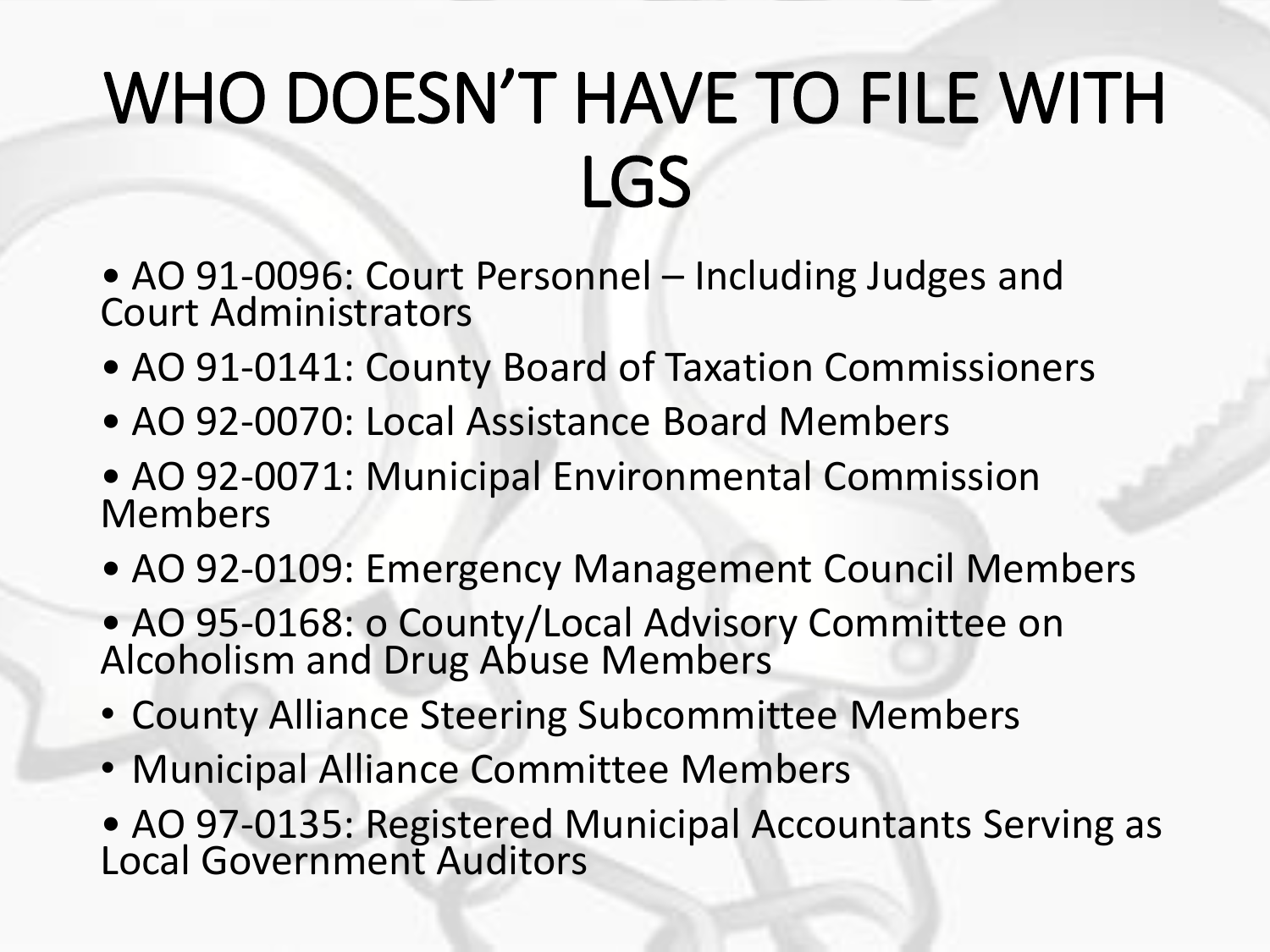# WHO DOESN'T HAVE TO FILE WITH LGS

- AO 91-0096: Court Personnel – Including Judges and Court Administrators
- AO 91-0141: County Board of Taxation Commissioners
- AO 92-0070: Local Assistance Board Members
- AO 92-0071: Municipal Environmental Commission Members
- AO 92-0109: Emergency Management Council Members
- AO 95-0168: o County/Local Advisory Committee on Alcoholism and Drug Abuse Members
- County Alliance Steering Subcommittee Members
- Municipal Alliance Committee Members
- AO 97-0135: Registered Municipal Accountants Serving as Local Government Auditors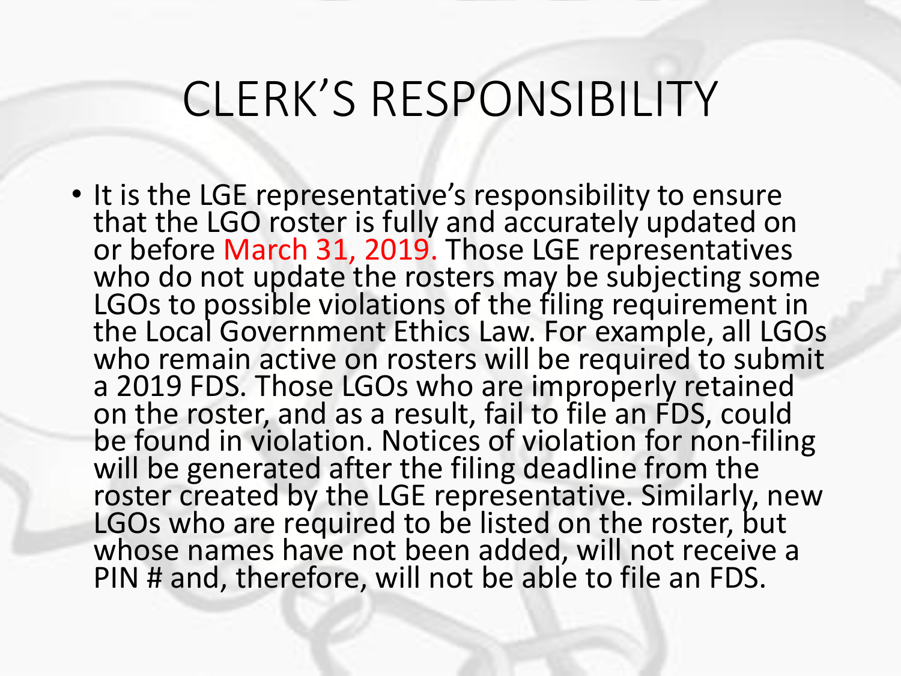# CLERK'S RESPONSIBILITY

- It is the LGE representative's responsibility to ensure that the LGO roster is fully and accurately updated on or before March 31, 2019. Those LGE representatives who do not update the rosters may be subjecting some LGOs to possible violations of the filing requirement in the Local Government Ethics Law. For example, all LGOs who remain active on rosters will be required to submit a 2019 FDS. Those LGOs who are improperly retained on the roster, and as a result, fail to file an FDS, could be found in violation. Notices of violation for non-filing will be generated after the filing deadline from the roster created by the LGE representative. Similarly, new LGOs who are required to be listed on the roster, but whose names have not been added, will not receive a PIN # and, therefore, will not be able to file an FDS.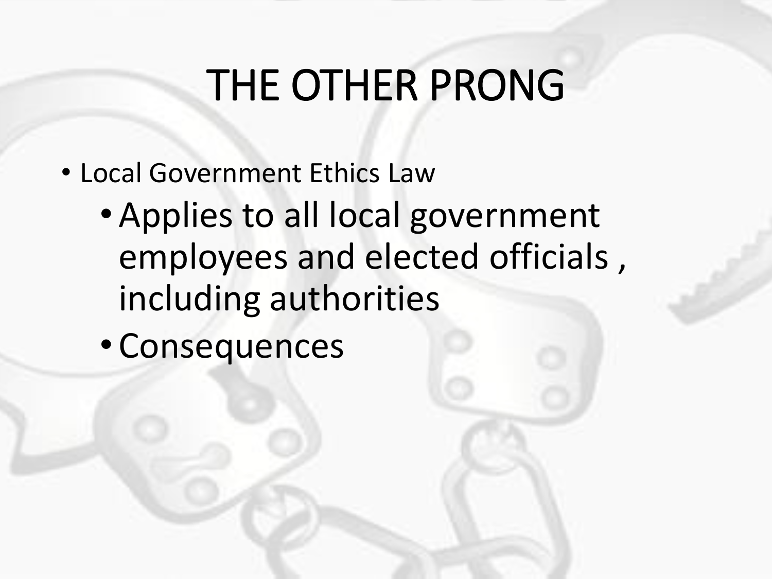# THE OTHER PRONG

- Local Government Ethics Law
  - Applies to all local government employees and elected officials , including authorities
  - Consequences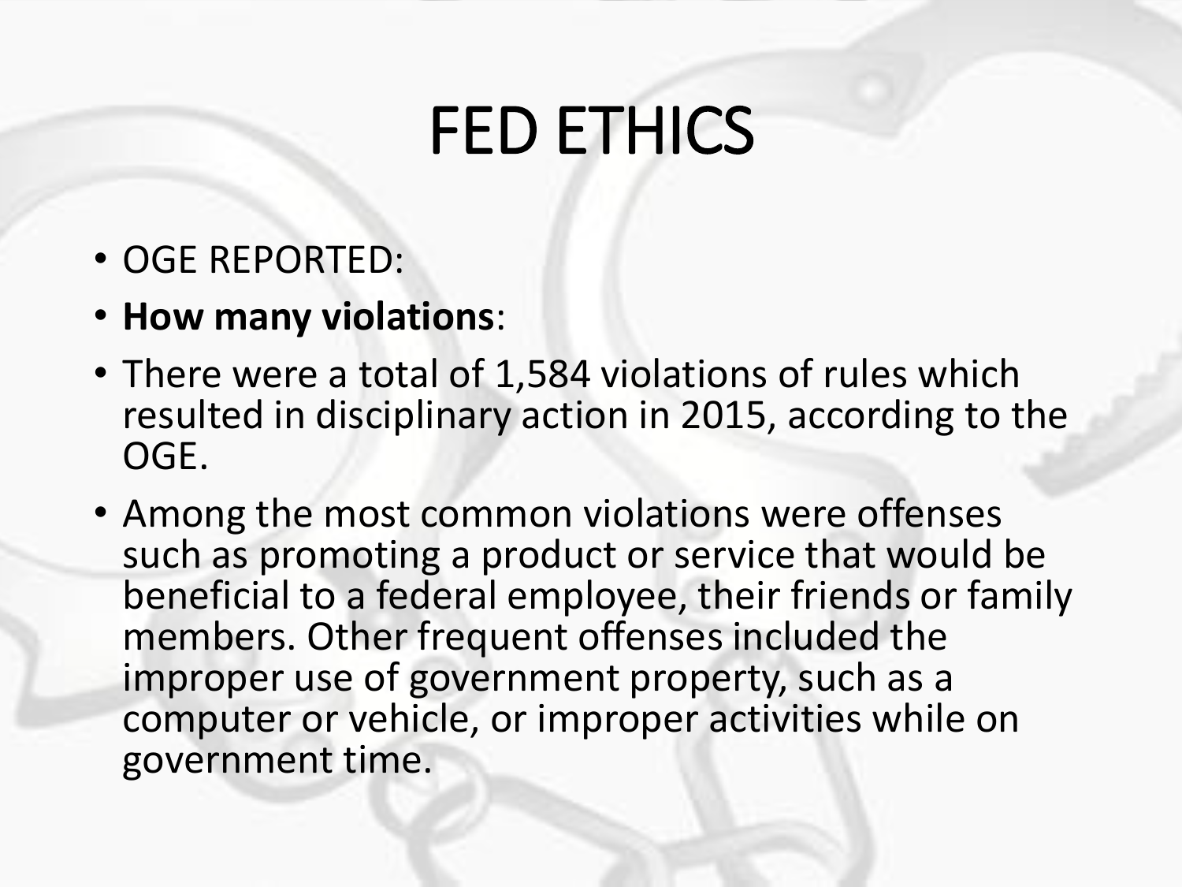# FED ETHICS

- OGE REPORTED:
- **How many violations**:
- There were a total of 1,584 violations of rules which resulted in disciplinary action in 2015, according to the OGE.
- Among the most common violations were offenses such as promoting a product or service that would be beneficial to a federal employee, their friends or family members. Other frequent offenses included the improper use of government property, such as a computer or vehicle, or improper activities while on government time.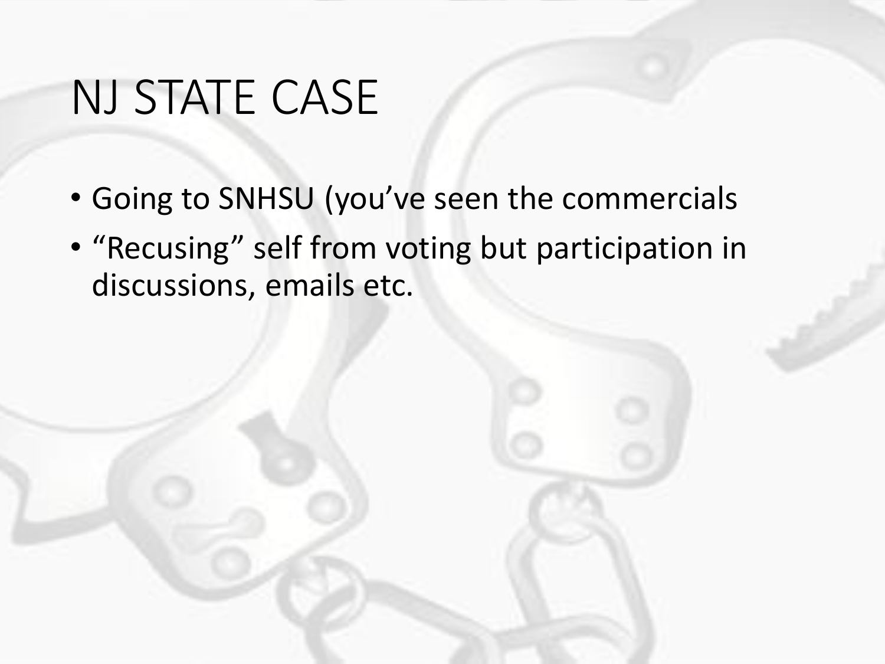# NJ STATE CASE

- Going to SNHSU (you've seen the commercials
- "Recusing" self from voting but participation in discussions, emails etc.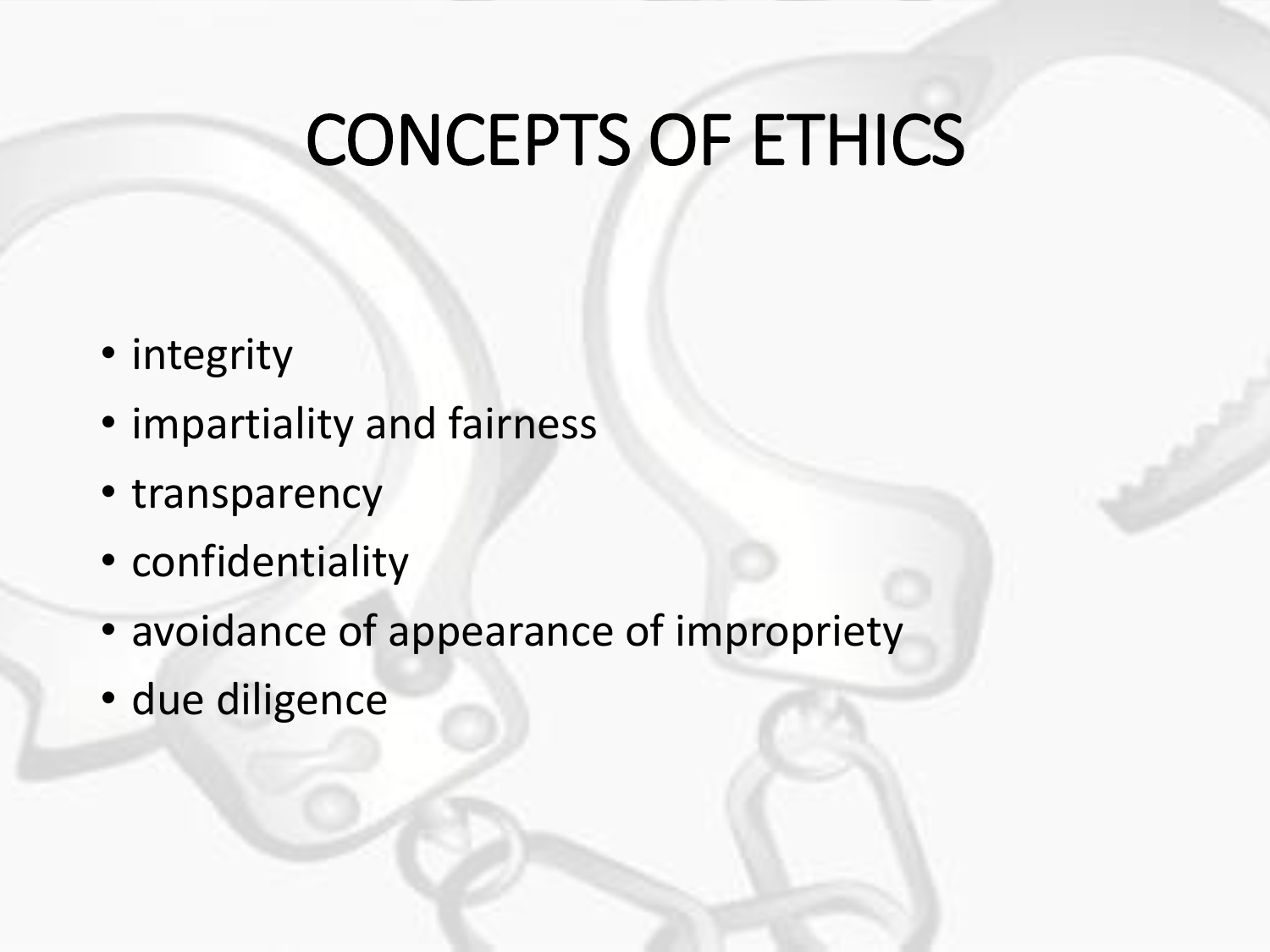# CONCEPTS OF ETHICS

- integrity
- impartiality and fairness
- transparency
- confidentiality
- avoidance of appearance of impropriety
- due diligence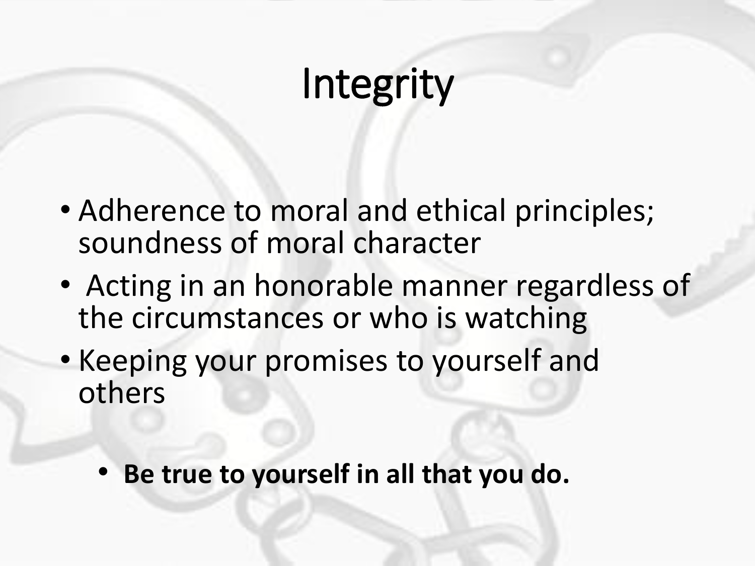# Integrity

- Adherence to moral and ethical principles; soundness of moral character
- Acting in an honorable manner regardless of the circumstances or who is watching
- Keeping your promises to yourself and others
  - **Be true to yourself in all that you do.**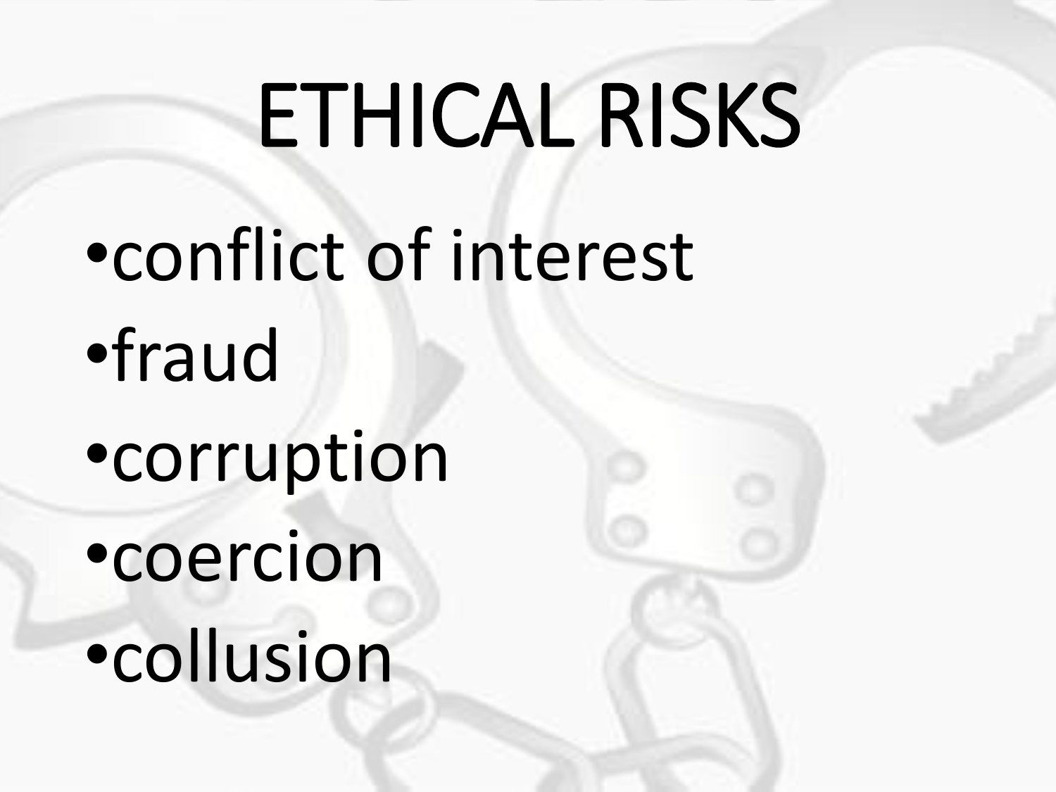# ETHICAL RISKS

- conflict of interest
- fraud
- corruption
- coercion
- collusion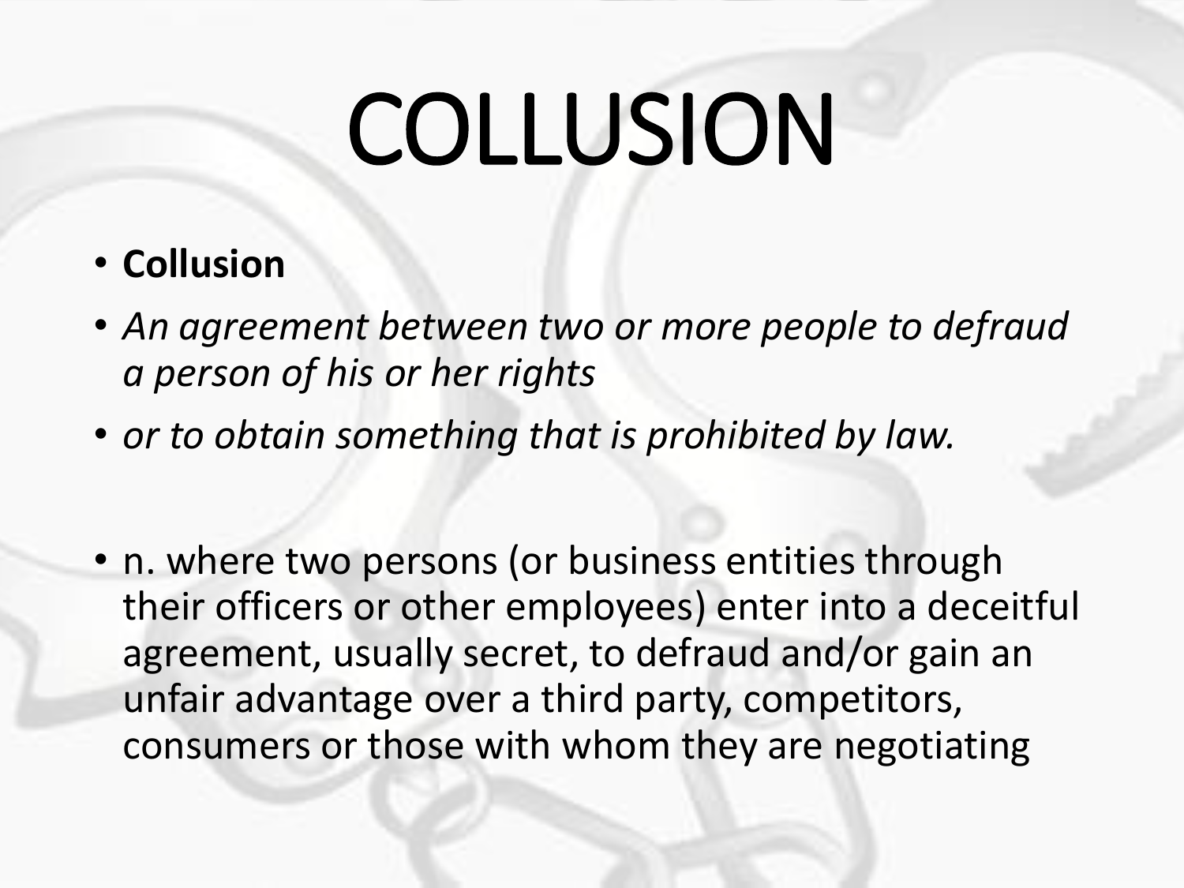# COLLUSION

- **Collusion**
- *An agreement between two or more people to defraud a person of his or her rights*
- *or to obtain something that is prohibited by law.*

- n. where two persons (or business entities through their officers or other employees) enter into a deceitful agreement, usually secret, to defraud and/or gain an unfair advantage over a third party, competitors, consumers or those with whom they are negotiating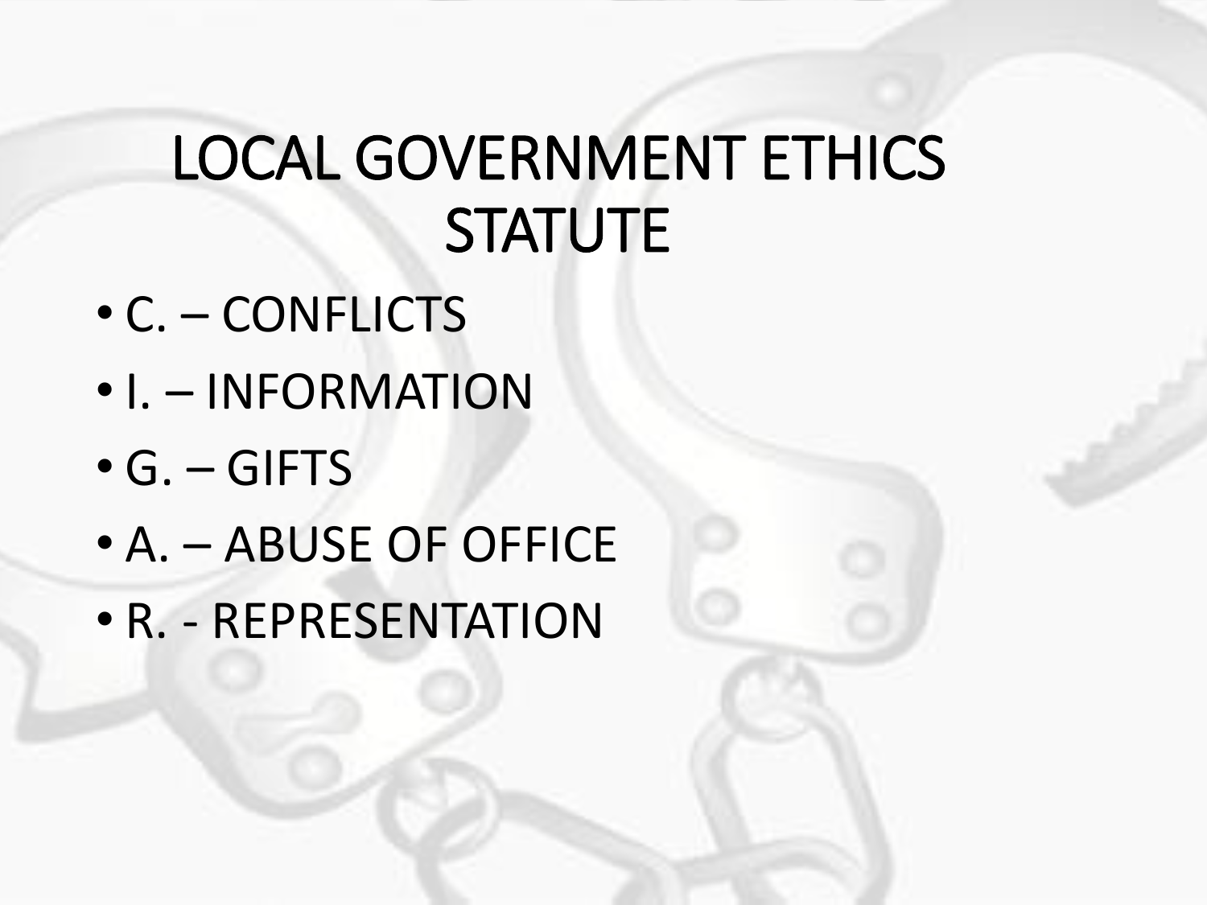# LOCAL GOVERNMENT ETHICS STATUTE

- C. – CONFLICTS
- I. – INFORMATION
- G. – GIFTS
- A. – ABUSE OF OFFICE
- R. - REPRESENTATION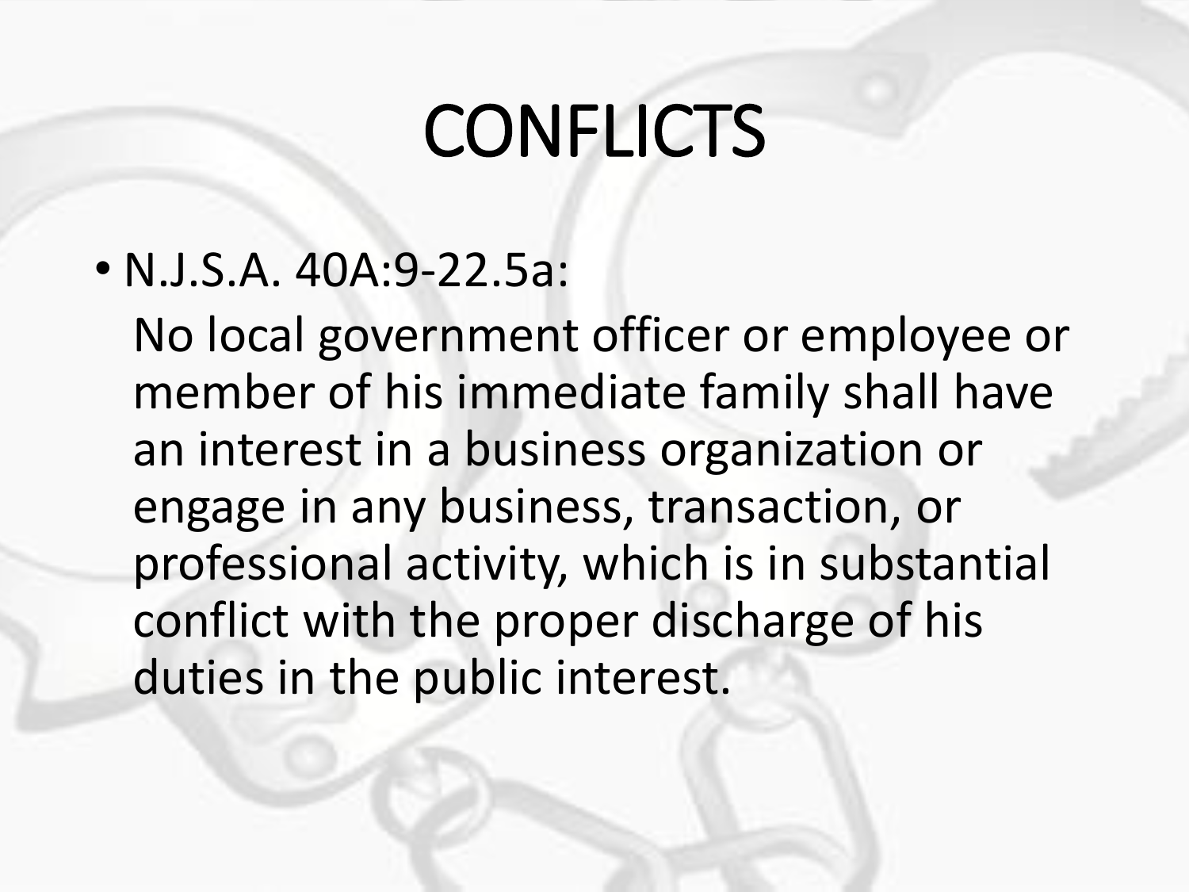# CONFLICTS

- N.J.S.A. 40A:9-22.5a:

  No local government officer or employee or member of his immediate family shall have an interest in a business organization or engage in any business, transaction, or professional activity, which is in substantial conflict with the proper discharge of his duties in the public interest.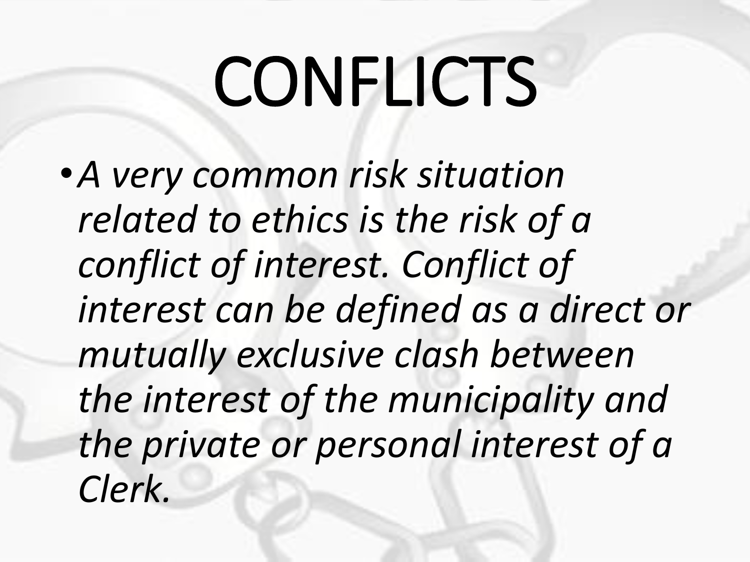# CONFLICTS

- *A very common risk situation related to ethics is the risk of a conflict of interest. Conflict of interest can be defined as a direct or mutually exclusive clash between the interest of the municipality and the private or personal interest of a Clerk.*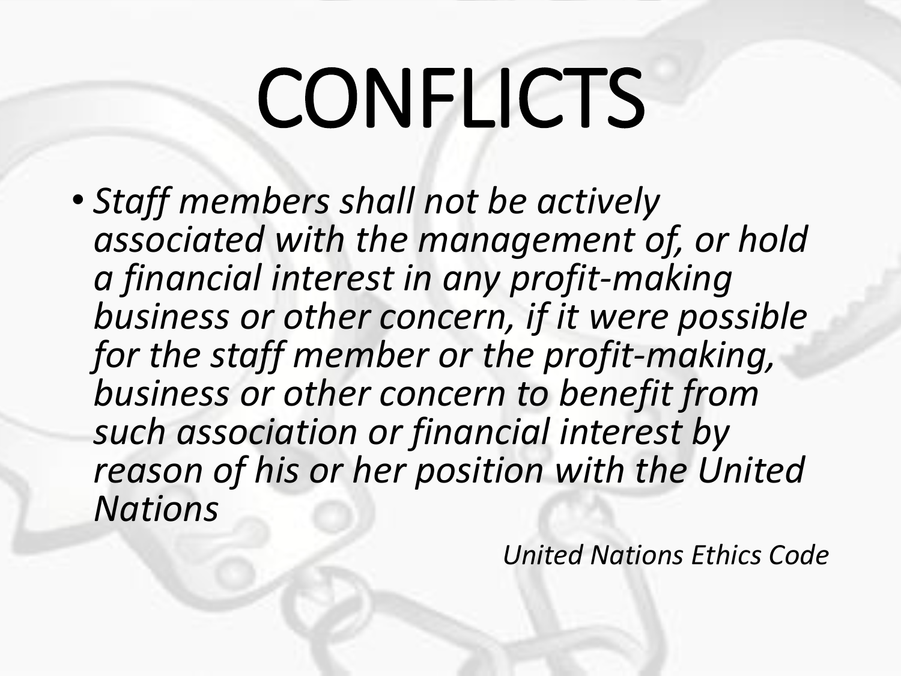# CONFLICTS

- *Staff members shall not be actively associated with the management of, or hold a financial interest in any profit-making business or other concern, if it were possible for the staff member or the profit-making, business or other concern to benefit from such association or financial interest by reason of his or her position with the United Nations*

*United Nations Ethics Code*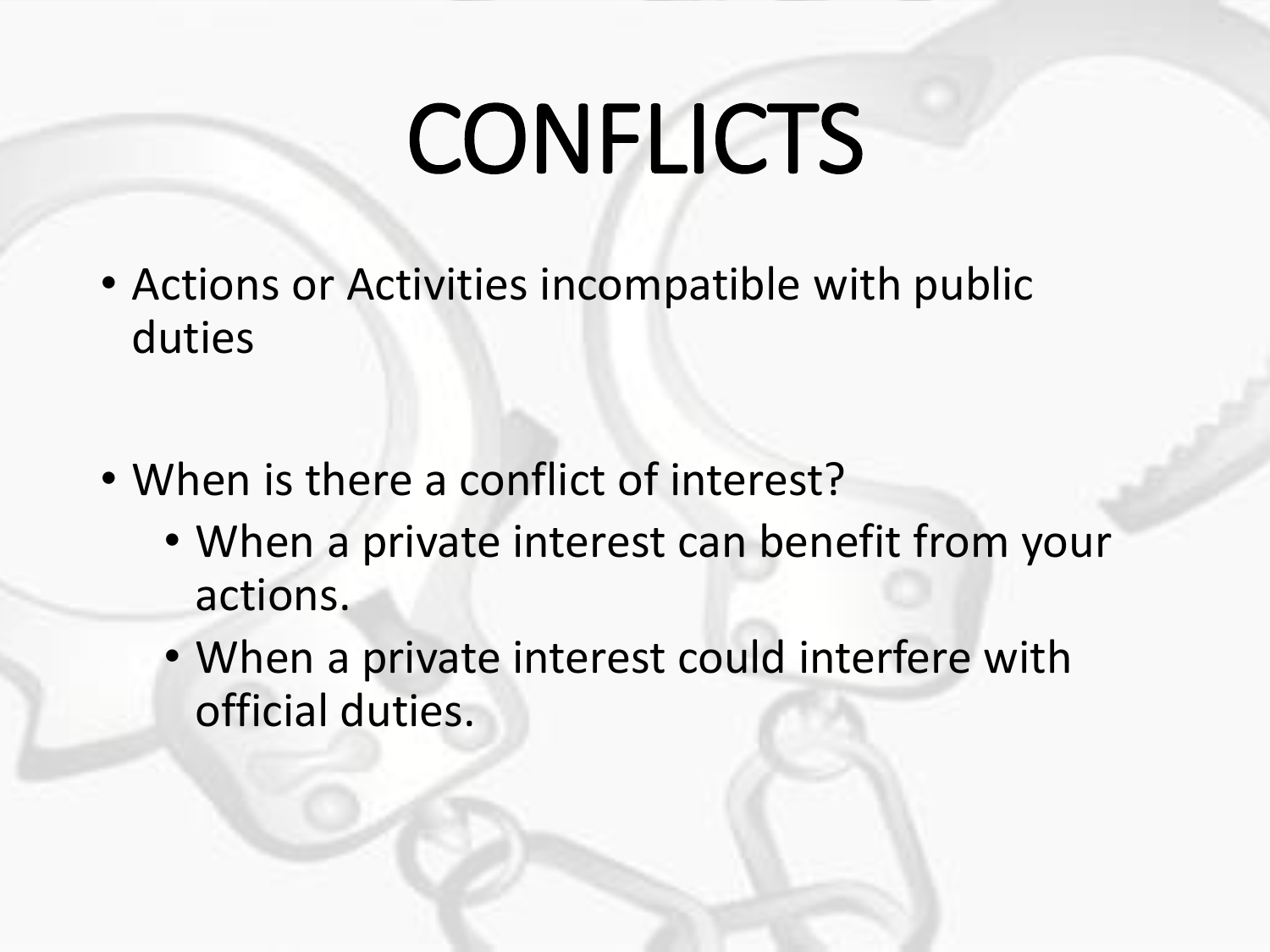# CONFLICTS

- Actions or Activities incompatible with public duties

- When is there a conflict of interest?
  - When a private interest can benefit from your actions.
  - When a private interest could interfere with official duties.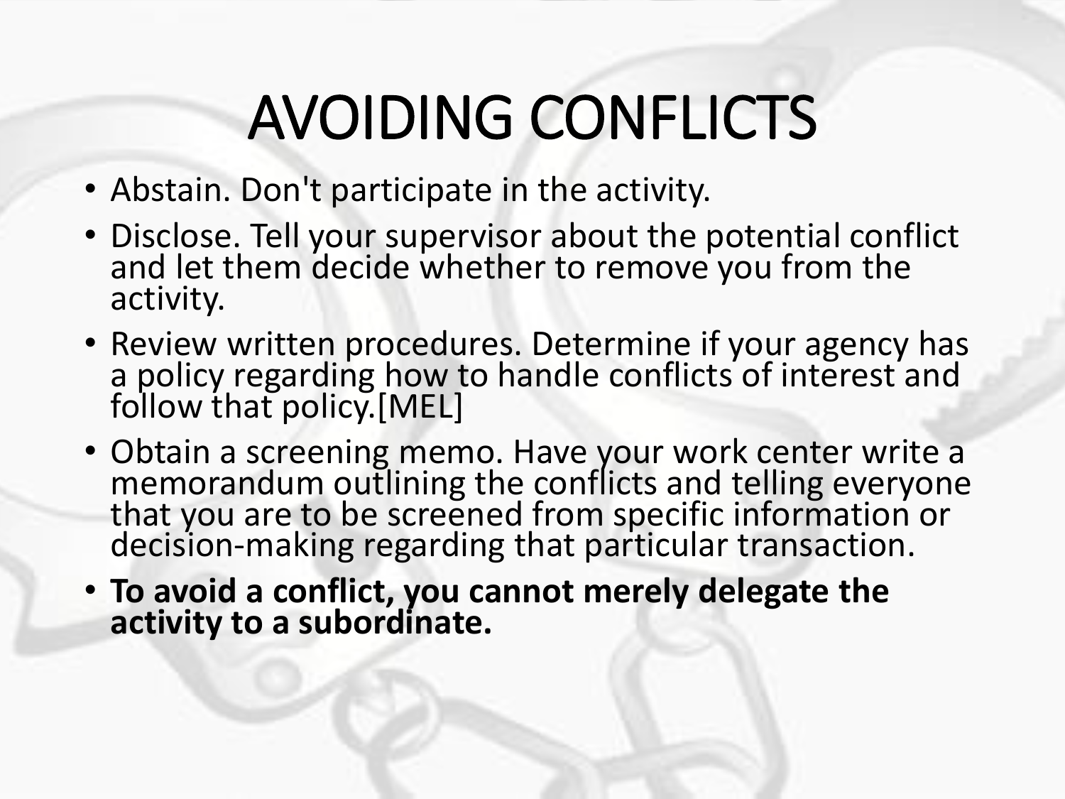# AVOIDING CONFLICTS

- Abstain. Don't participate in the activity.
- Disclose. Tell your supervisor about the potential conflict and let them decide whether to remove you from the activity.
- Review written procedures. Determine if your agency has a policy regarding how to handle conflicts of interest and follow that policy.[MEL]
- Obtain a screening memo. Have your work center write a memorandum outlining the conflicts and telling everyone that you are to be screened from specific information or decision-making regarding that particular transaction.
- **To avoid a conflict, you cannot merely delegate the activity to a subordinate.**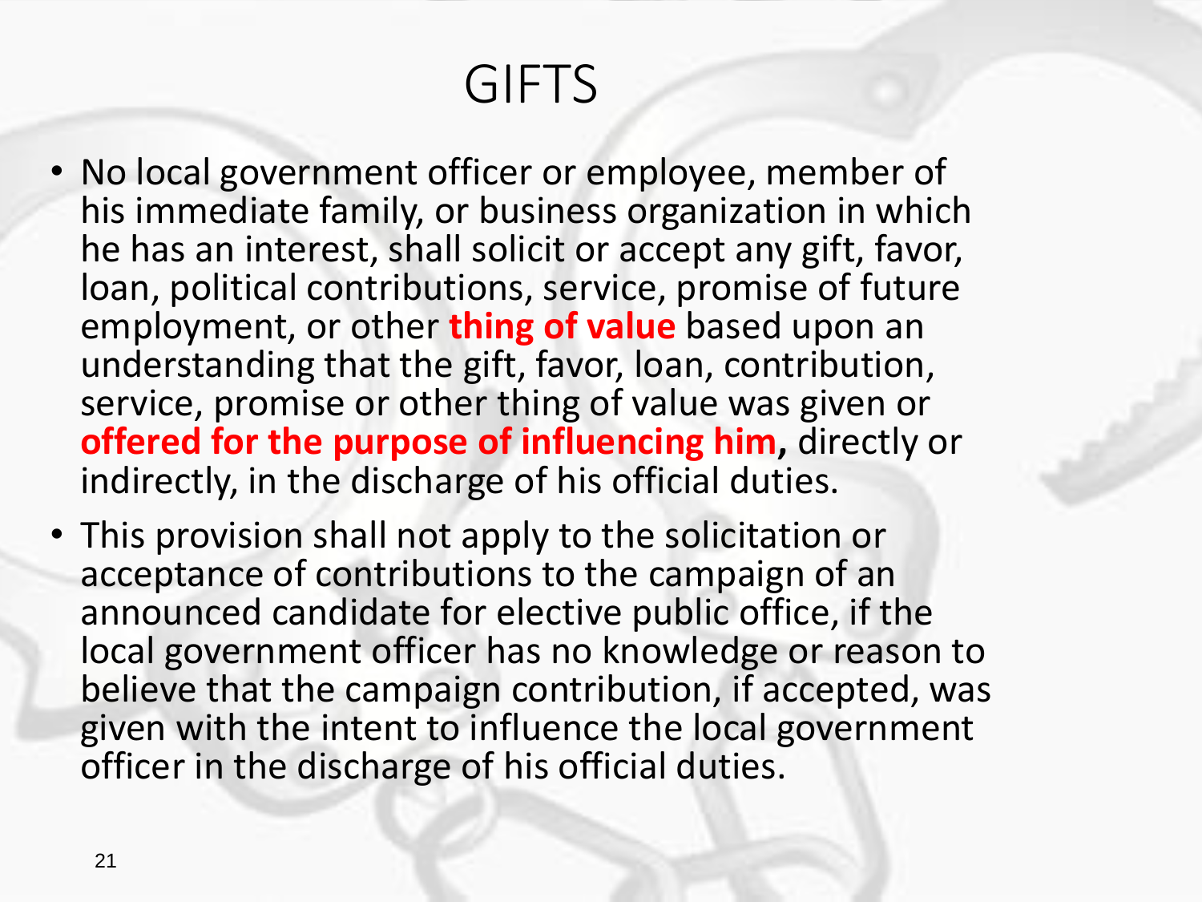# GIFTS

- No local government officer or employee, member of his immediate family, or business organization in which he has an interest, shall solicit or accept any gift, favor, loan, political contributions, service, promise of future employment, or other **thing of value** based upon an understanding that the gift, favor, loan, contribution, service, promise or other thing of value was given or **offered for the purpose of influencing him,** directly or indirectly, in the discharge of his official duties.
- This provision shall not apply to the solicitation or acceptance of contributions to the campaign of an announced candidate for elective public office, if the local government officer has no knowledge or reason to believe that the campaign contribution, if accepted, was given with the intent to influence the local government officer in the discharge of his official duties.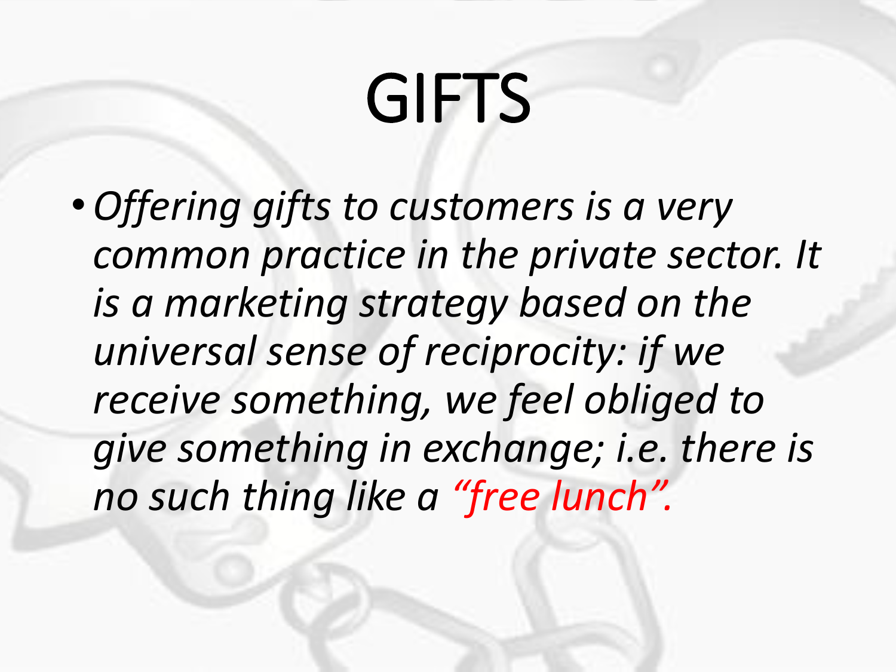# GIFTS

- *Offering gifts to customers is a very common practice in the private sector. It is a marketing strategy based on the universal sense of reciprocity: if we receive something, we feel obliged to give something in exchange; i.e. there is no such thing like a "free lunch".*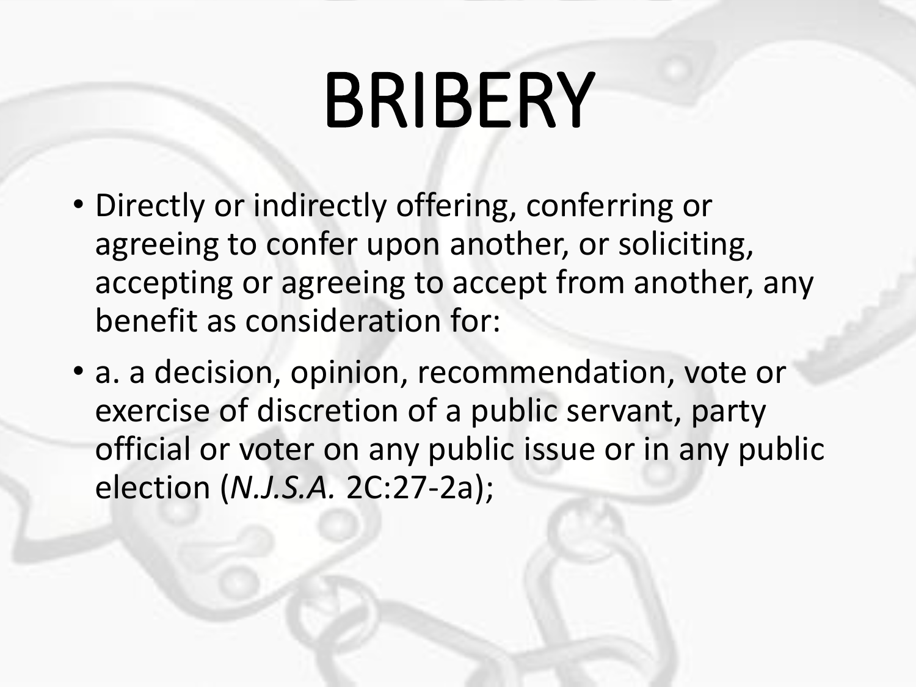# BRIBERY

- Directly or indirectly offering, conferring or agreeing to confer upon another, or soliciting, accepting or agreeing to accept from another, any benefit as consideration for:
- a. a decision, opinion, recommendation, vote or exercise of discretion of a public servant, party official or voter on any public issue or in any public election (*N.J.S.A.* 2C:27-2a);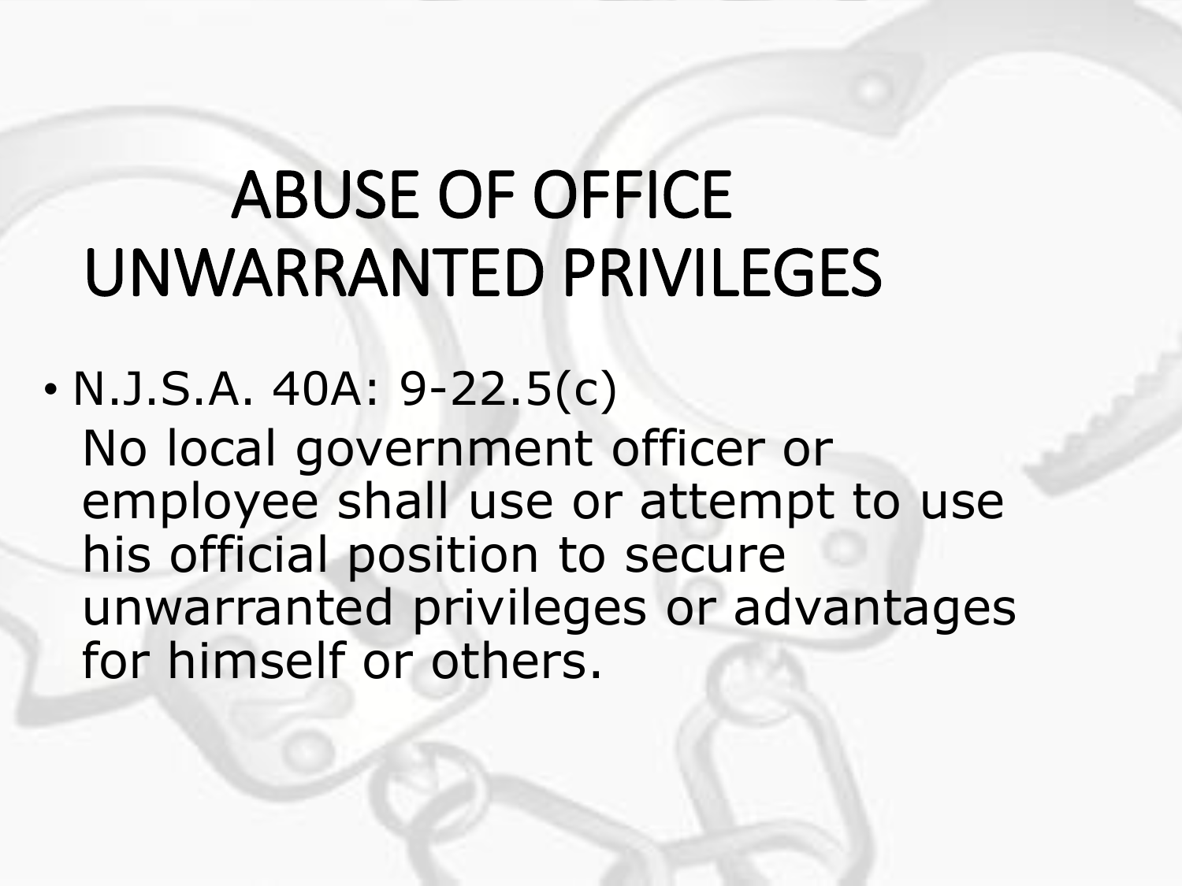# ABUSE OF OFFICE UNWARRANTED PRIVILEGES

- N.J.S.A. 40A: 9-22.5(c)

  No local government officer or employee shall use or attempt to use his official position to secure unwarranted privileges or advantages for himself or others.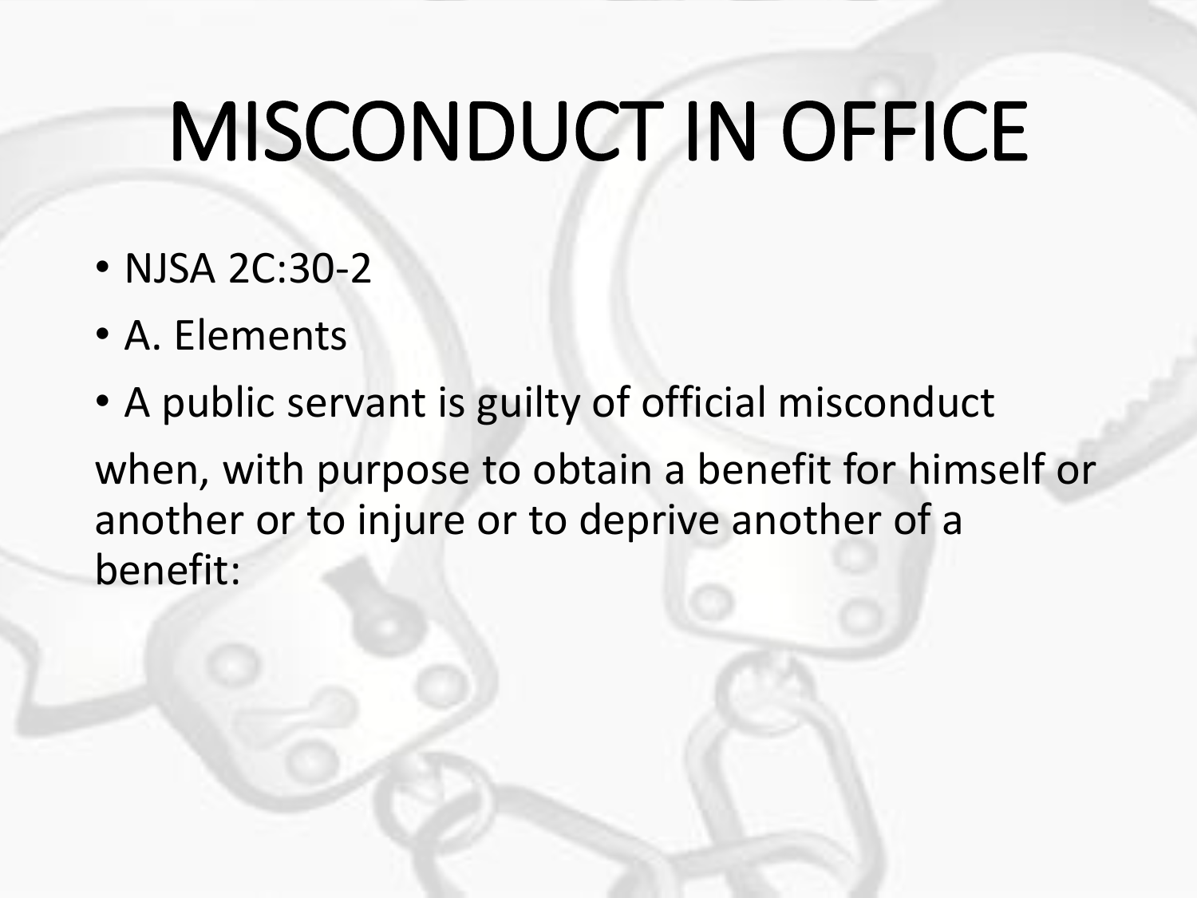# MISCONDUCT IN OFFICE

- NJSA 2C:30-2
- A. Elements
- A public servant is guilty of official misconduct

when, with purpose to obtain a benefit for himself or another or to injure or to deprive another of a benefit: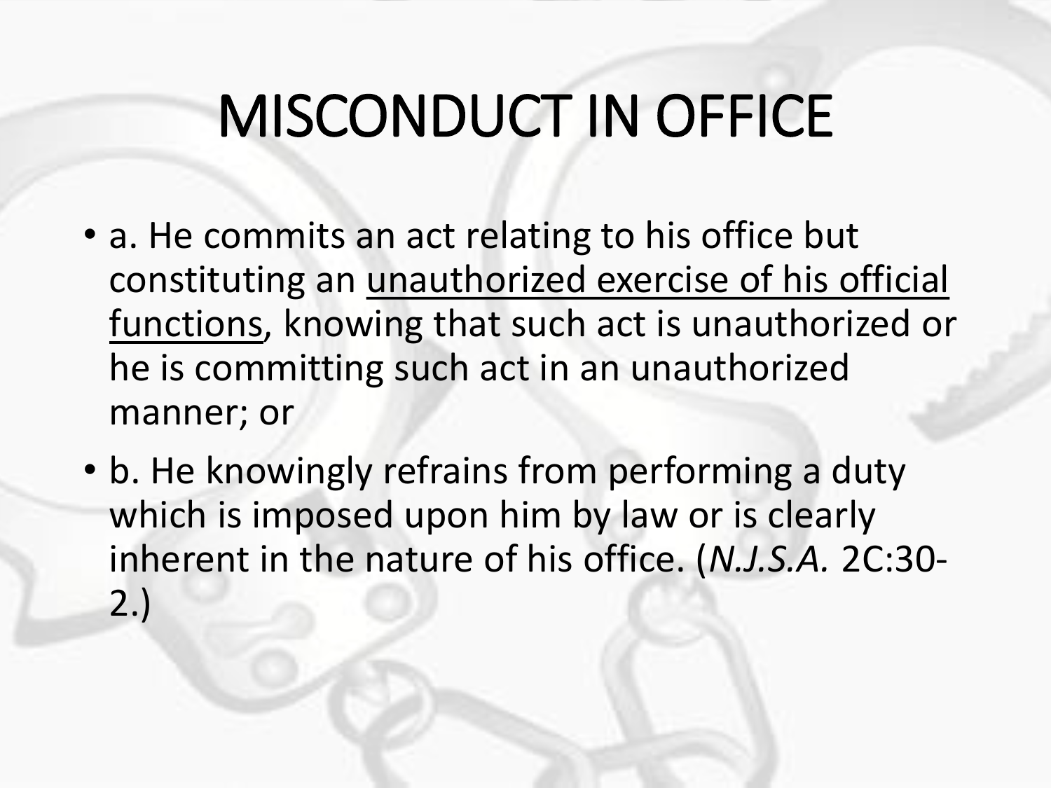# MISCONDUCT IN OFFICE

- a. He commits an act relating to his office but constituting an <u>unauthorized exercise of his official functions</u>, knowing that such act is unauthorized or he is committing such act in an unauthorized manner; or
- b. He knowingly refrains from performing a duty which is imposed upon him by law or is clearly inherent in the nature of his office. (*N.J.S.A.* 2C:30-2.)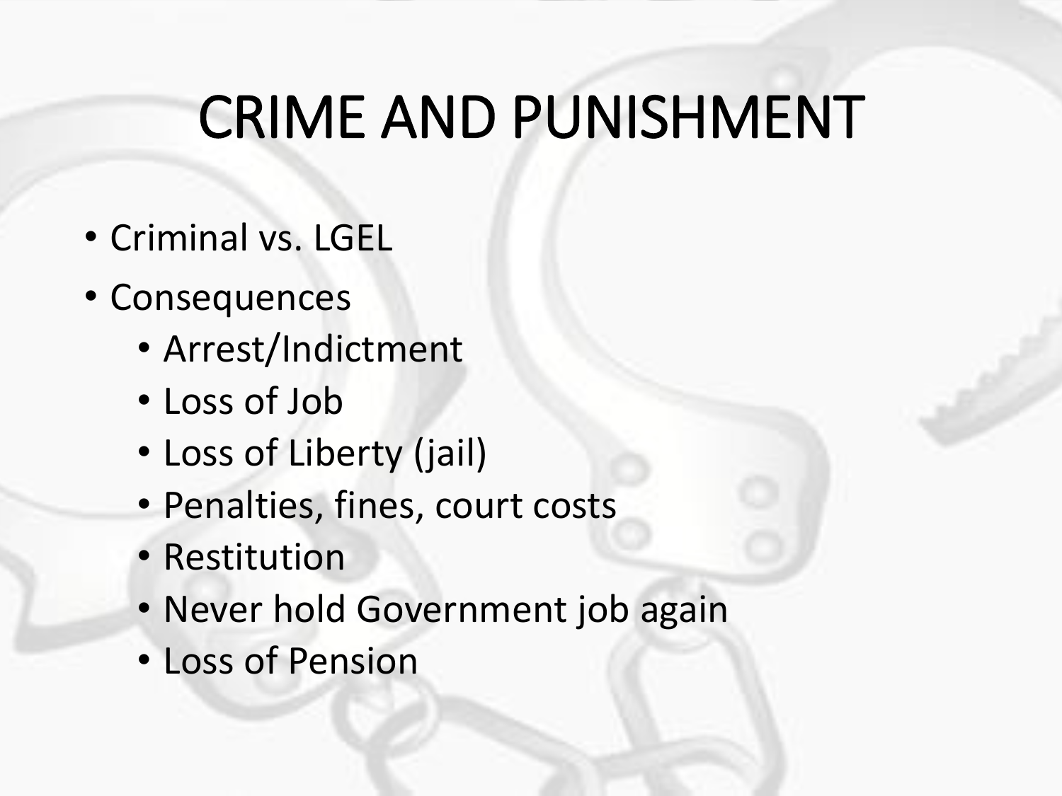# CRIME AND PUNISHMENT

- Criminal vs. LGEL
- Consequences
  - Arrest/Indictment
  - Loss of Job
  - Loss of Liberty (jail)
  - Penalties, fines, court costs
  - Restitution
  - Never hold Government job again
  - Loss of Pension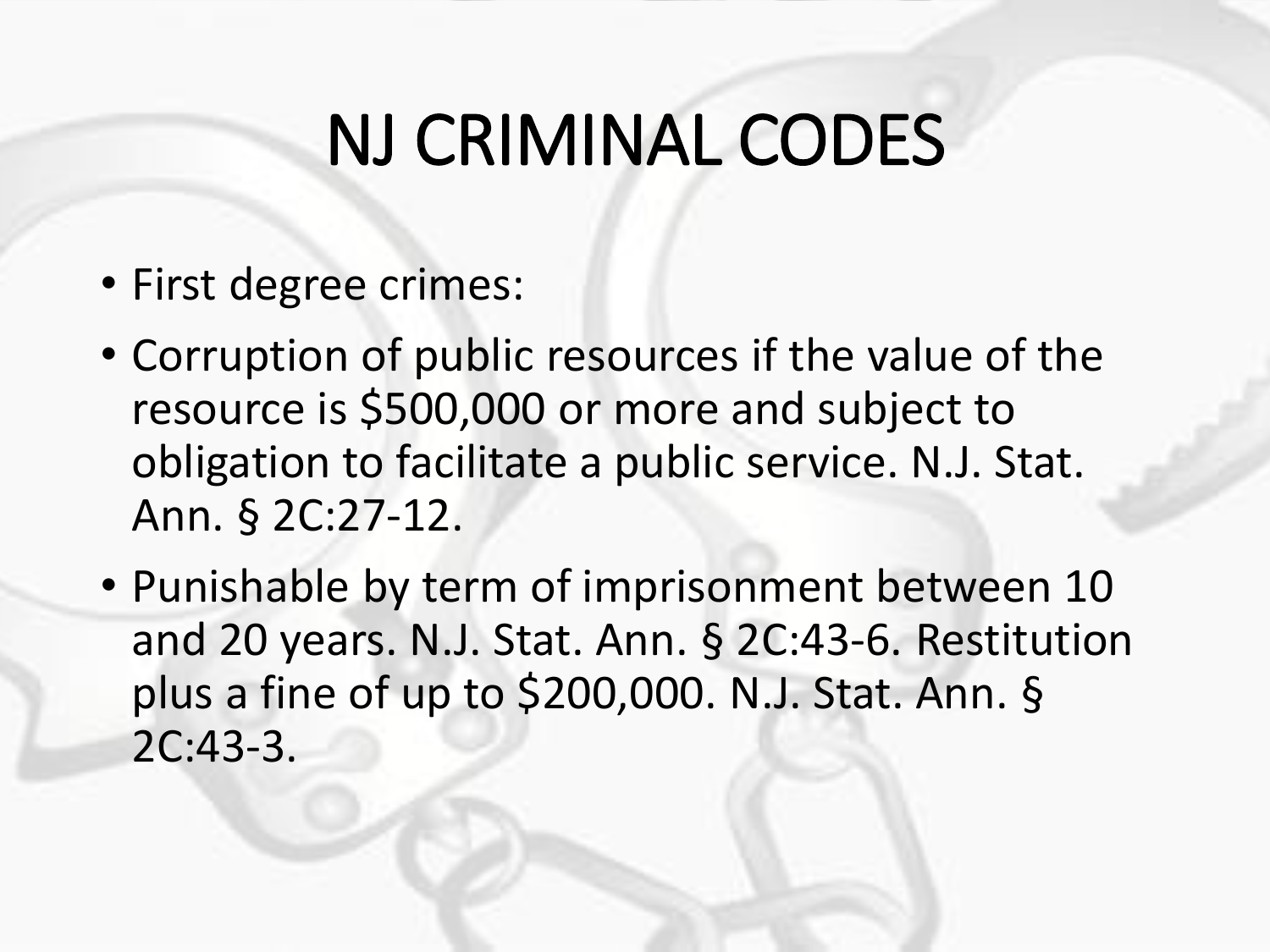# NJ CRIMINAL CODES

- First degree crimes:
- Corruption of public resources if the value of the resource is $500,000 or more and subject to obligation to facilitate a public service. N.J. Stat. Ann. § 2C:27-12.
- Punishable by term of imprisonment between 10 and 20 years. N.J. Stat. Ann. § 2C:43-6. Restitution plus a fine of up to $200,000. N.J. Stat. Ann. § 2C:43-3.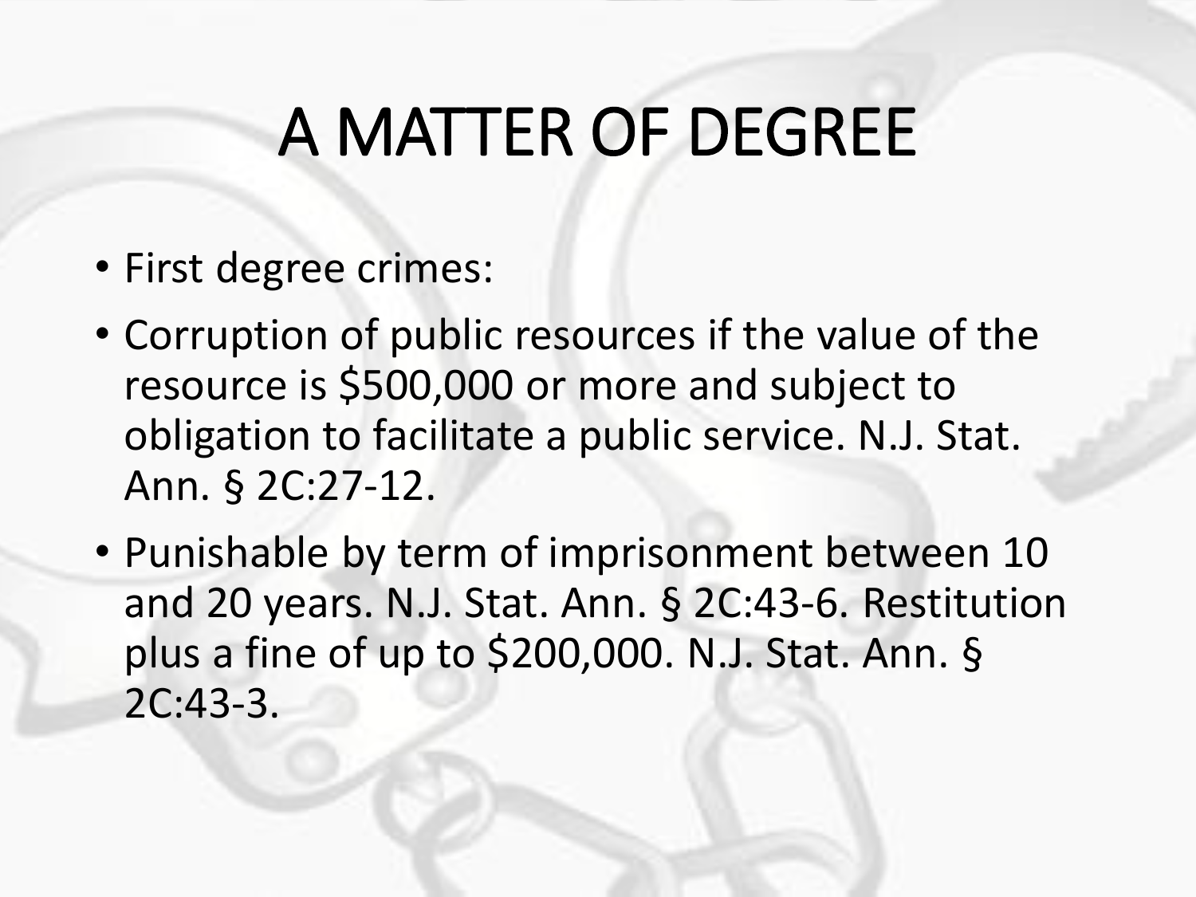# A MATTER OF DEGREE

- First degree crimes:
- Corruption of public resources if the value of the resource is $500,000 or more and subject to obligation to facilitate a public service. N.J. Stat. Ann. § 2C:27-12.
- Punishable by term of imprisonment between 10 and 20 years. N.J. Stat. Ann. § 2C:43-6. Restitution plus a fine of up to $200,000. N.J. Stat. Ann. § 2C:43-3.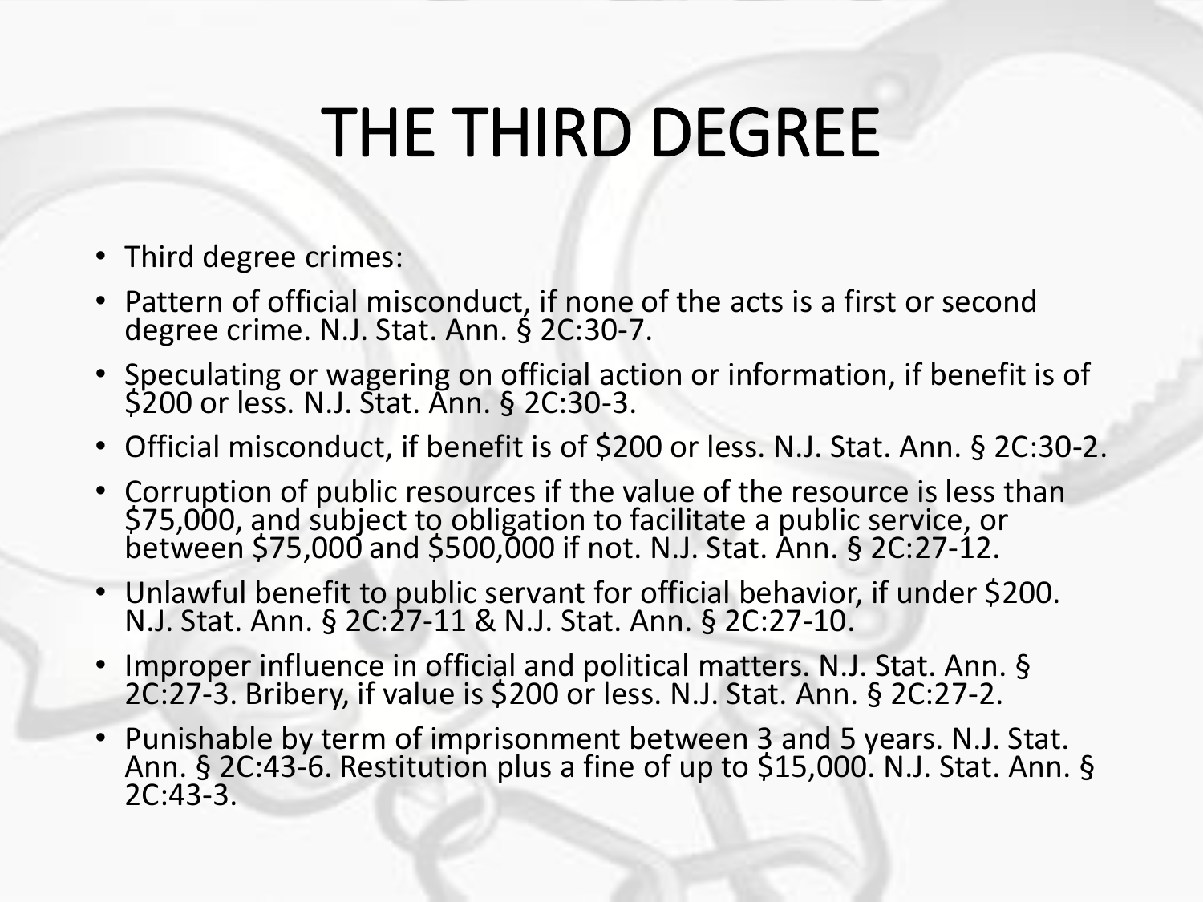# THE THIRD DEGREE

- Third degree crimes:
- Pattern of official misconduct, if none of the acts is a first or second degree crime. N.J. Stat. Ann. § 2C:30-7.
- Speculating or wagering on official action or information, if benefit is of $200 or less. N.J. Stat. Ann. § 2C:30-3.
- Official misconduct, if benefit is of $200 or less. N.J. Stat. Ann. § 2C:30-2.
- Corruption of public resources if the value of the resource is less than $75,000, and subject to obligation to facilitate a public service, or between $75,000 and $500,000 if not. N.J. Stat. Ann. § 2C:27-12.
- Unlawful benefit to public servant for official behavior, if under $200. N.J. Stat. Ann. § 2C:27-11 & N.J. Stat. Ann. § 2C:27-10.
- Improper influence in official and political matters. N.J. Stat. Ann. § 2C:27-3. Bribery, if value is $200 or less. N.J. Stat. Ann. § 2C:27-2.
- Punishable by term of imprisonment between 3 and 5 years. N.J. Stat. Ann. § 2C:43-6. Restitution plus a fine of up to $15,000. N.J. Stat. Ann. § 2C:43-3.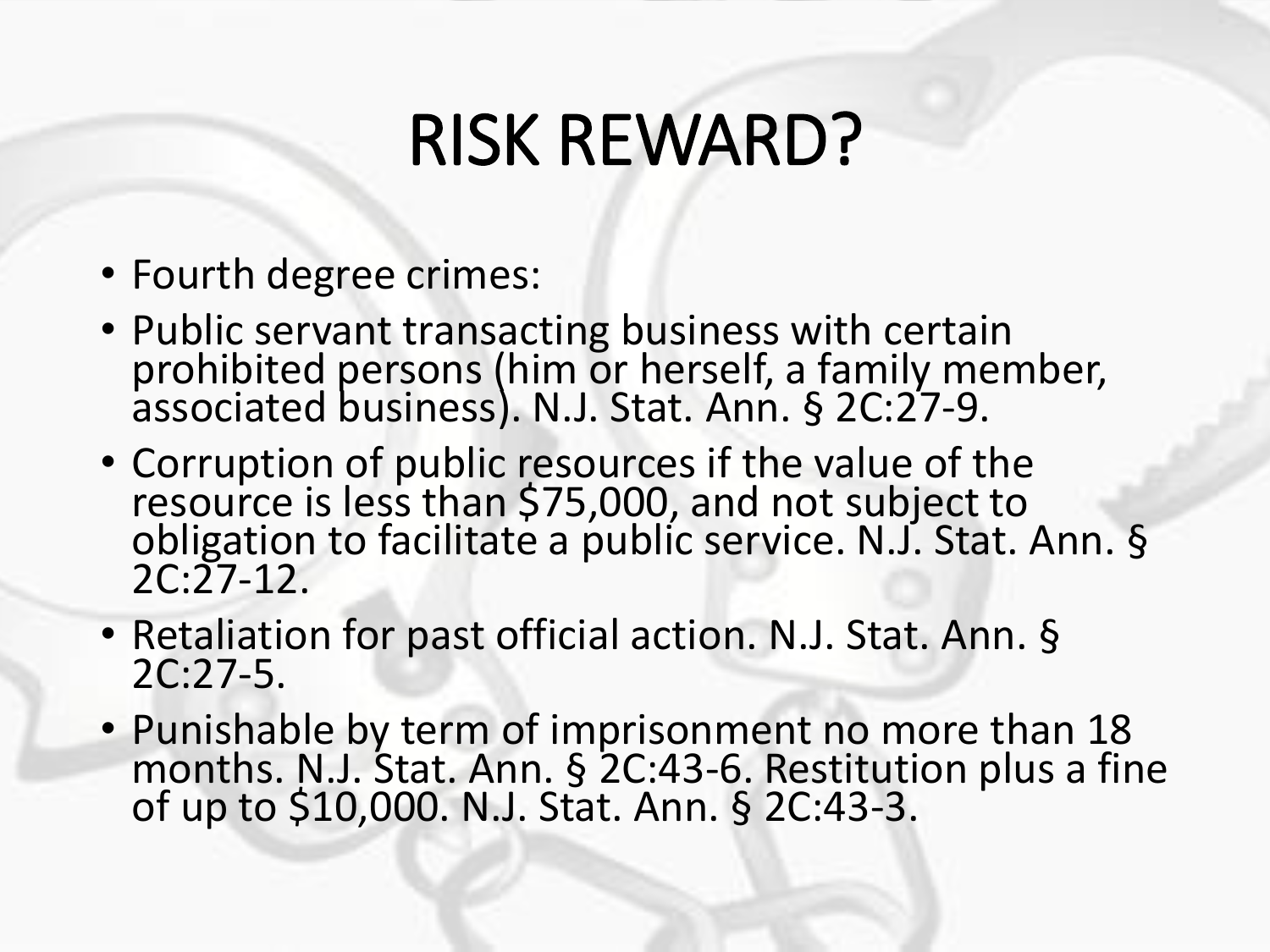# RISK REWARD?

- Fourth degree crimes:
- Public servant transacting business with certain prohibited persons (him or herself, a family member, associated business). N.J. Stat. Ann. § 2C:27-9.
- Corruption of public resources if the value of the resource is less than $75,000, and not subject to obligation to facilitate a public service. N.J. Stat. Ann. § 2C:27-12.
- Retaliation for past official action. N.J. Stat. Ann. § 2C:27-5.
- Punishable by term of imprisonment no more than 18 months. N.J. Stat. Ann. § 2C:43-6. Restitution plus a fine of up to $10,000. N.J. Stat. Ann. § 2C:43-3.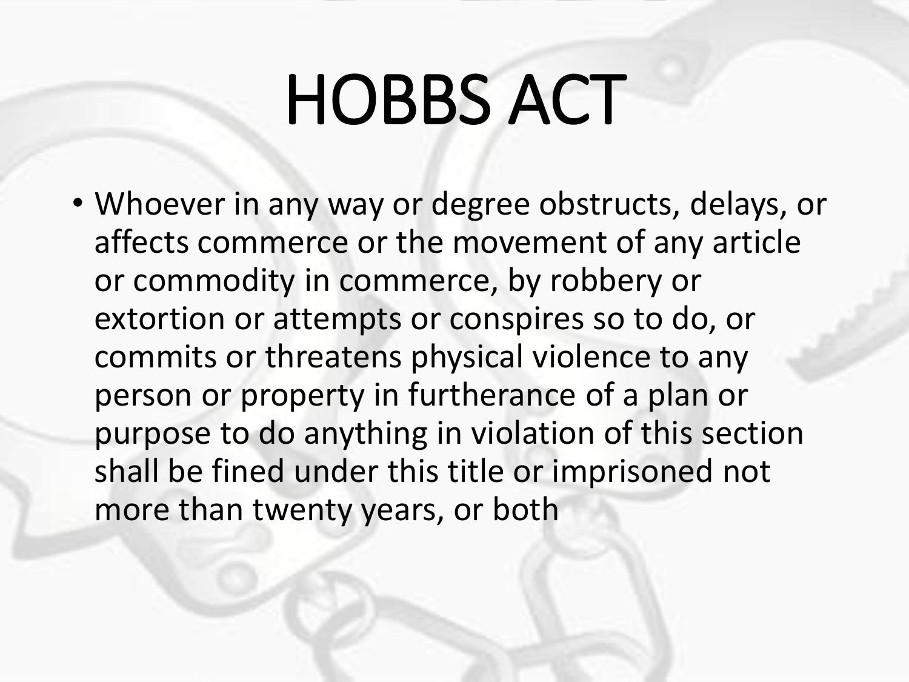# HOBBS ACT

- Whoever in any way or degree obstructs, delays, or affects commerce or the movement of any article or commodity in commerce, by robbery or extortion or attempts or conspires so to do, or commits or threatens physical violence to any person or property in furtherance of a plan or purpose to do anything in violation of this section shall be fined under this title or imprisoned not more than twenty years, or both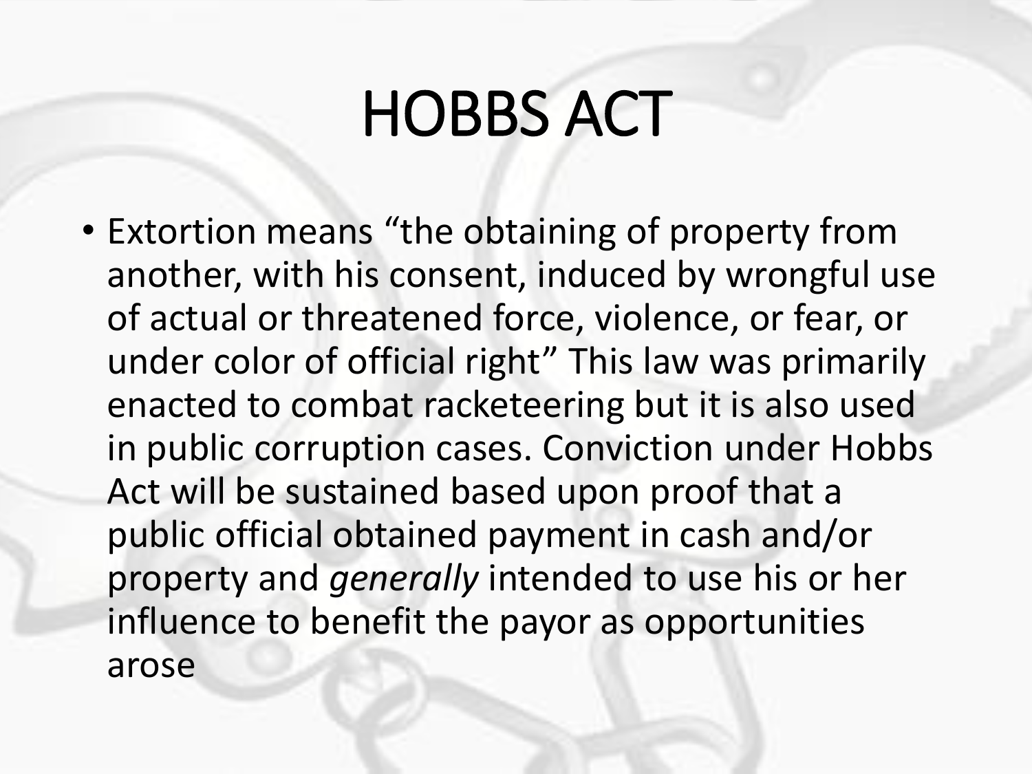# HOBBS ACT

- Extortion means “the obtaining of property from another, with his consent, induced by wrongful use of actual or threatened force, violence, or fear, or under color of official right” This law was primarily enacted to combat racketeering but it is also used in public corruption cases. Conviction under Hobbs Act will be sustained based upon proof that a public official obtained payment in cash and/or property and *generally* intended to use his or her influence to benefit the payor as opportunities arose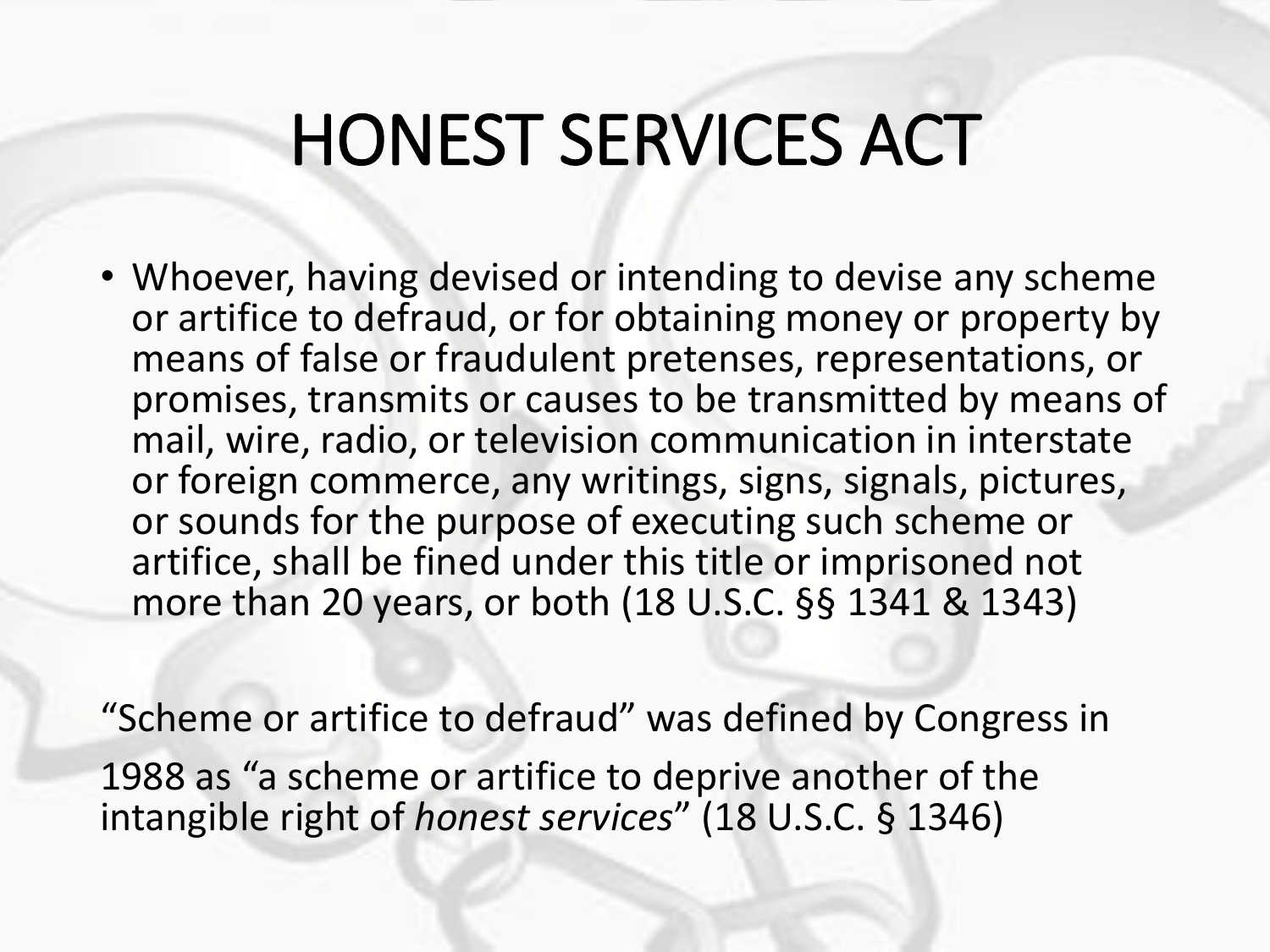# HONEST SERVICES ACT

- Whoever, having devised or intending to devise any scheme or artifice to defraud, or for obtaining money or property by means of false or fraudulent pretenses, representations, or promises, transmits or causes to be transmitted by means of mail, wire, radio, or television communication in interstate or foreign commerce, any writings, signs, signals, pictures, or sounds for the purpose of executing such scheme or artifice, shall be fined under this title or imprisoned not more than 20 years, or both (18 U.S.C. §§ 1341 & 1343)

"Scheme or artifice to defraud" was defined by Congress in 1988 as "a scheme or artifice to deprive another of the intangible right of *honest services*" (18 U.S.C. § 1346)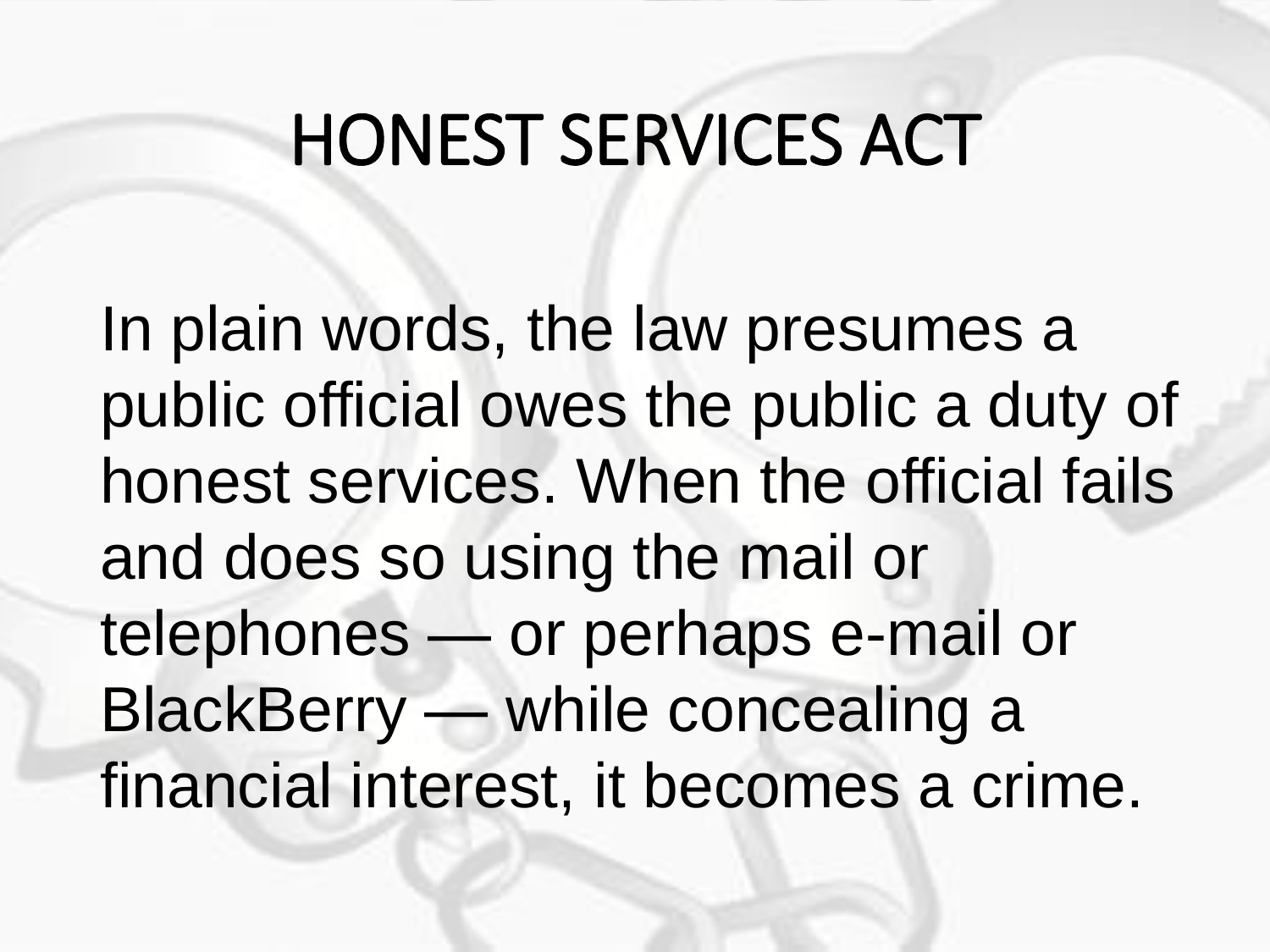# HONEST SERVICES ACT

In plain words, the law presumes a public official owes the public a duty of honest services. When the official fails and does so using the mail or telephones — or perhaps e-mail or BlackBerry — while concealing a financial interest, it becomes a crime.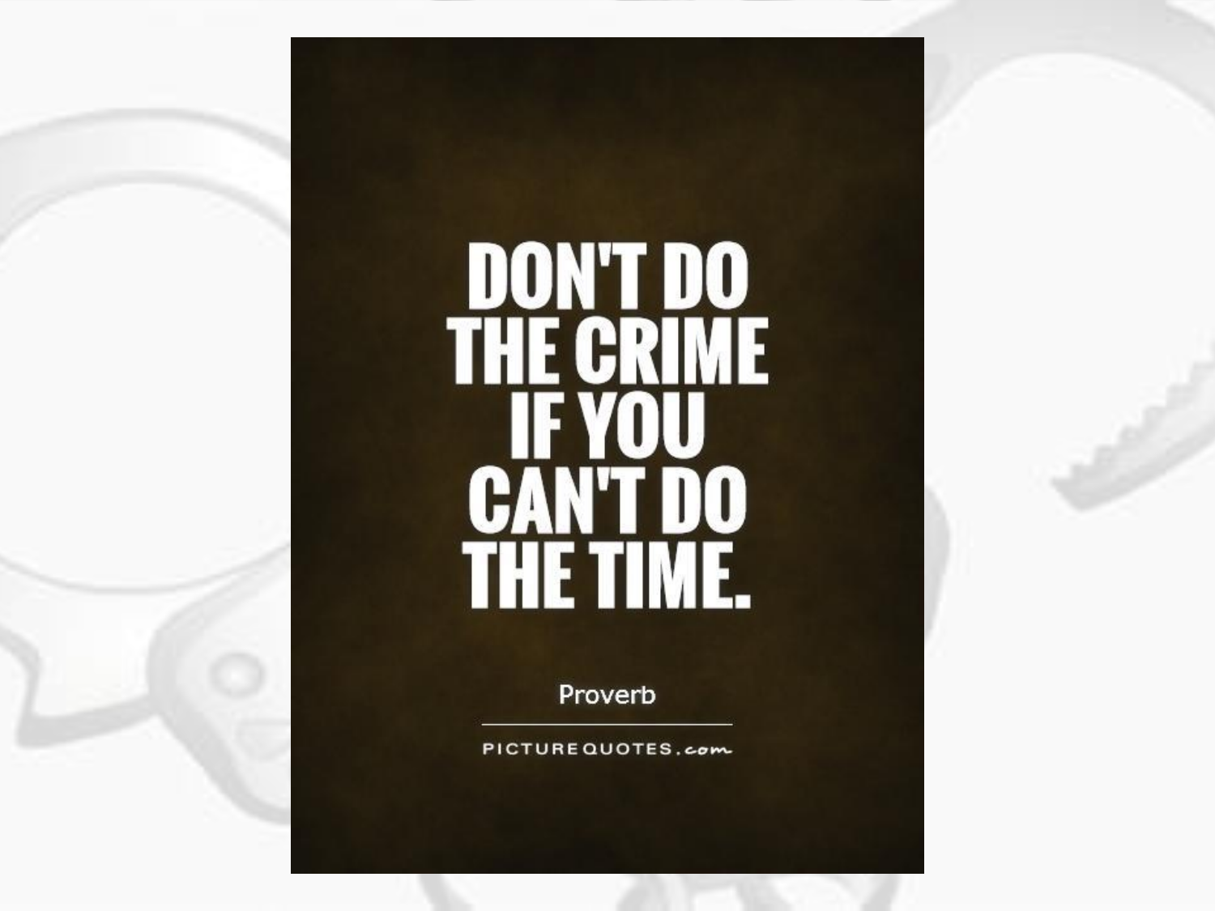DON'T DO THE CRIME IF YOU CAN'T DO THE TIME.

Proverb

PICTUREQUOTES.com